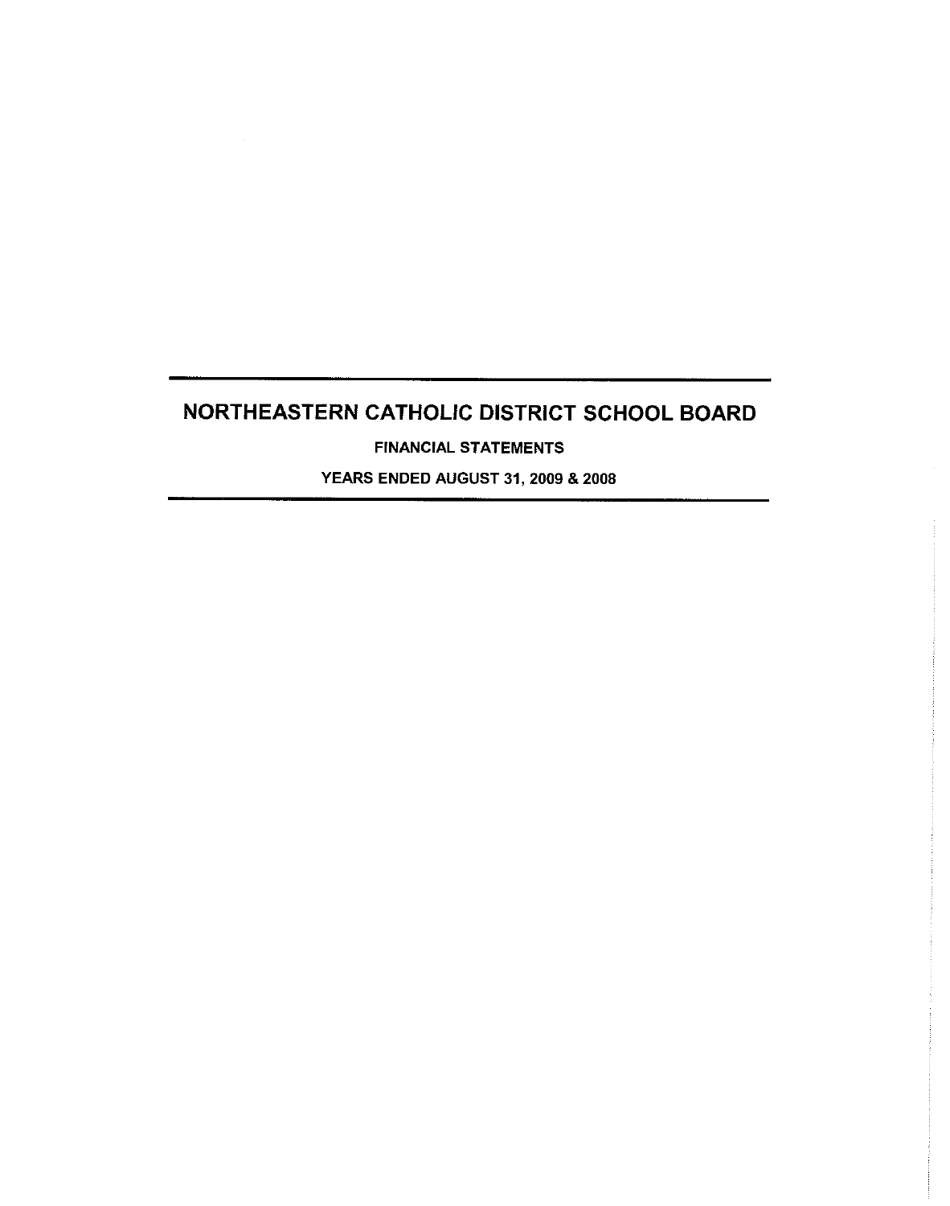# NORTHEASTERN CATHOLIC DISTRICT SCHOOL BOARD

**FINANCIAL STATEMENTS**

**YEARS ENDED AUGUST 31, 2009 & 2008**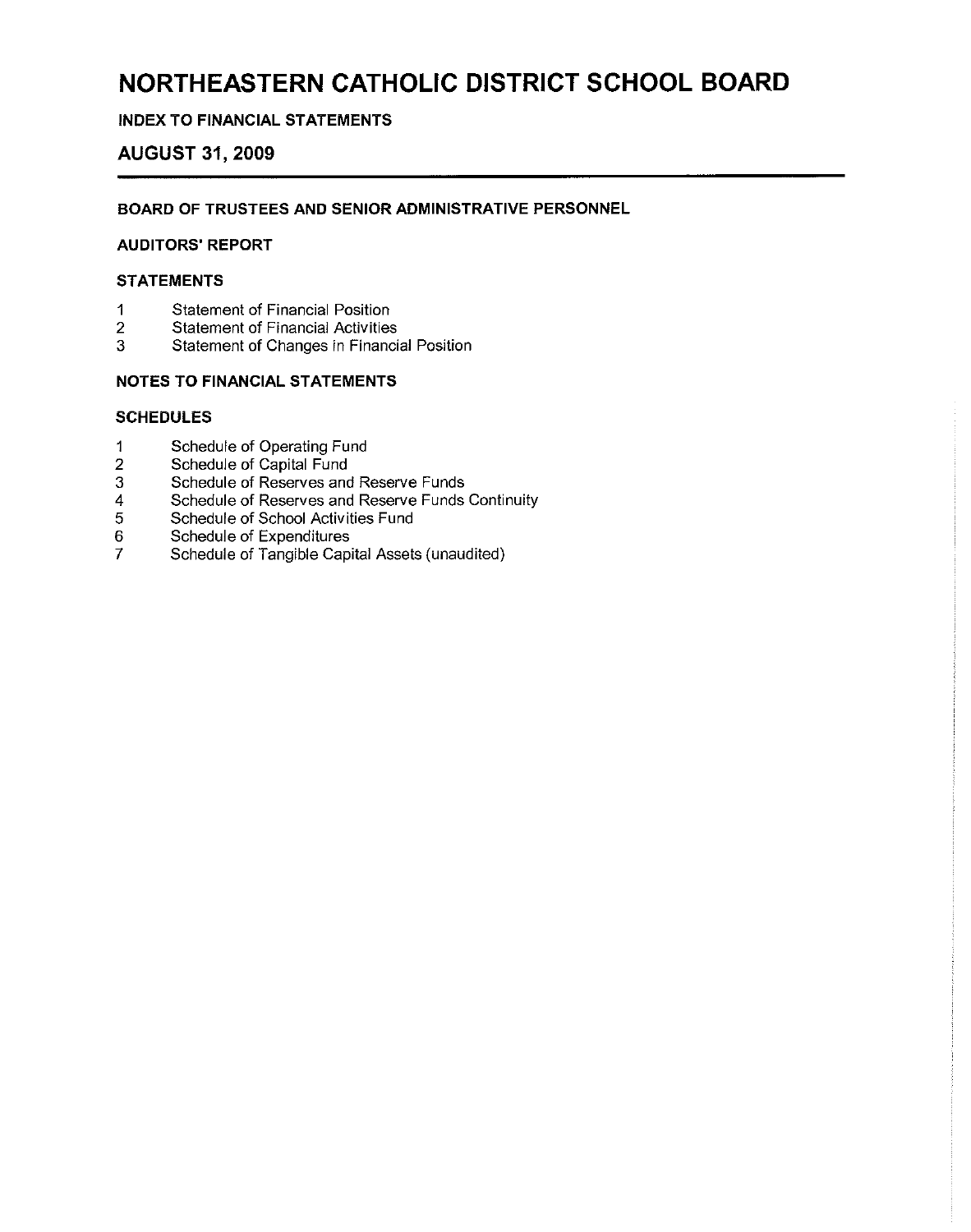# NORTHEASTERN CATHOLIC DISTRICT SCHOOL BOARD

**INDEX TO FINANCIAL STATEMENTS**

## AUGUST 31, 2009

**BOARD OF TRUSTEES AND SENIOR ADMINISTRATIVE PERSONNEL**

**AUDITORS' REPORT**

**STATEMENTS**

1 Statement of Financial Position
2 Statement of Financial Activities
3 Statement of Changes in Financial Position

**NOTES TO FINANCIAL STATEMENTS**

**SCHEDULES**

1 Schedule of Operating Fund
2 Schedule of Capital Fund
3 Schedule of Reserves and Reserve Funds
4 Schedule of Reserves and Reserve Funds Continuity
5 Schedule of School Activities Fund
6 Schedule of Expenditures
7 Schedule of Tangible Capital Assets (unaudited)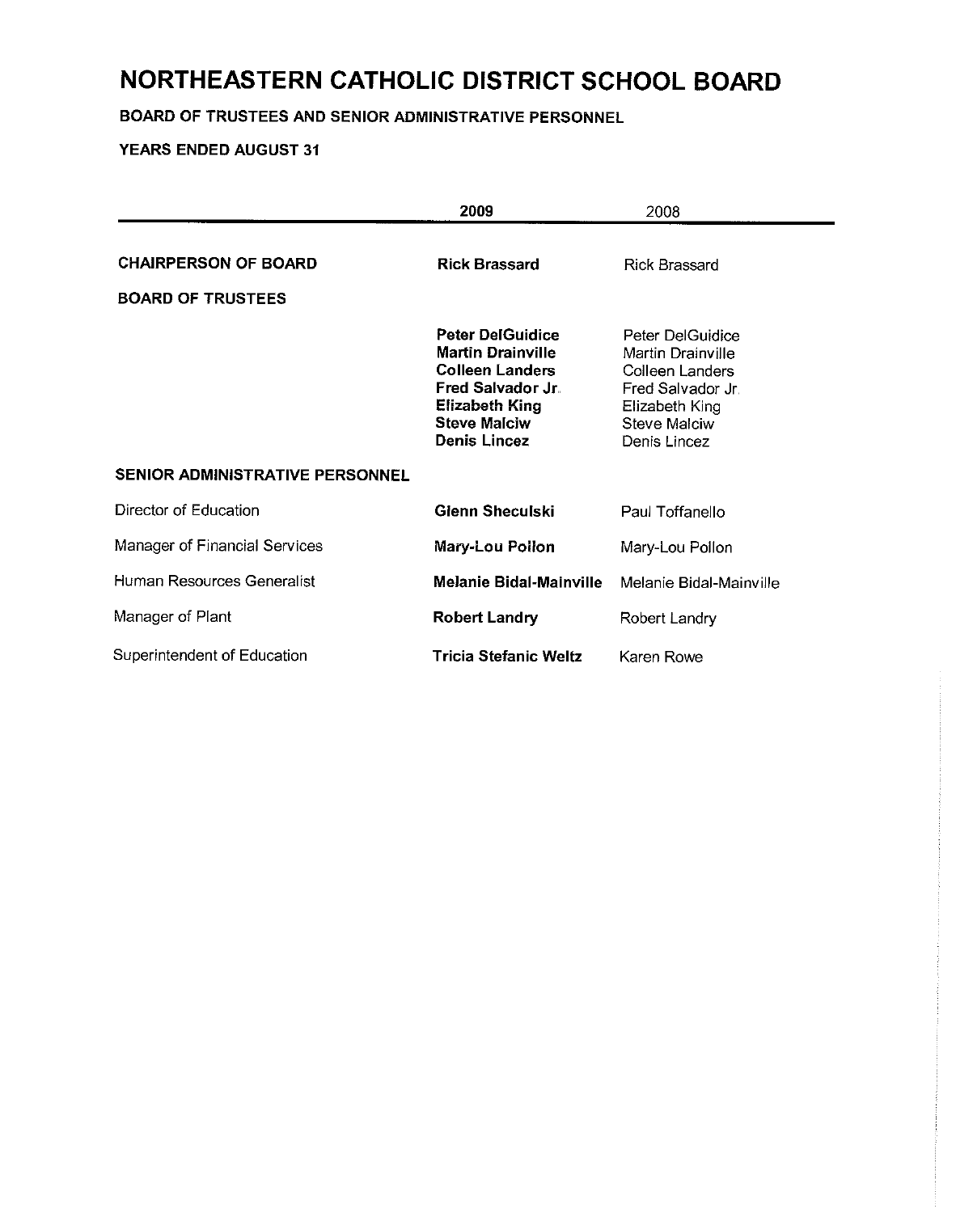# NORTHEASTERN CATHOLIC DISTRICT SCHOOL BOARD

**BOARD OF TRUSTEES AND SENIOR ADMINISTRATIVE PERSONNEL**

**YEARS ENDED AUGUST 31**

| | 2009 | 2008 |
|---|---|---|
| **CHAIRPERSON OF BOARD** | **Rick Brassard** | Rick Brassard |
| **BOARD OF TRUSTEES** | | |
| | **Peter DelGuidice** | Peter DelGuidice |
| | **Martin Drainville** | Martin Drainville |
| | **Colleen Landers** | Colleen Landers |
| | **Fred Salvador Jr.** | Fred Salvador Jr. |
| | **Elizabeth King** | Elizabeth King |
| | **Steve Malciw** | Steve Malciw |
| | **Denis Lincez** | Denis Lincez |
| **SENIOR ADMINISTRATIVE PERSONNEL** | | |
| Director of Education | **Glenn Sheculski** | Paul Toffanello |
| Manager of Financial Services | **Mary-Lou Pollon** | Mary-Lou Pollon |
| Human Resources Generalist | **Melanie Bidal-Mainville** | Melanie Bidal-Mainville |
| Manager of Plant | **Robert Landry** | Robert Landry |
| Superintendent of Education | **Tricia Stefanic Weltz** | Karen Rowe |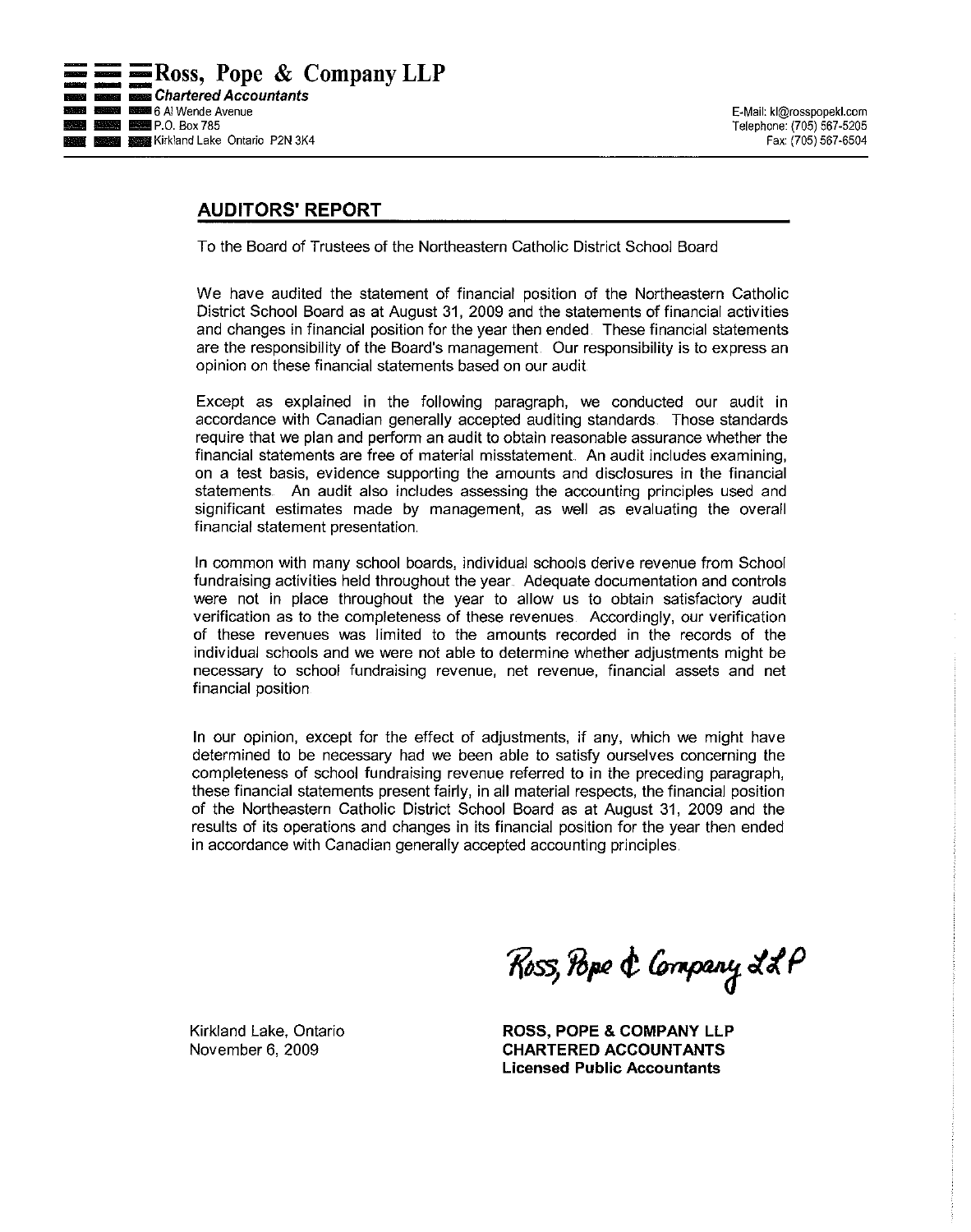**Ross, Pope & Company LLP**
***Chartered Accountants***
6 Al Wende Avenue
P.O. Box 785
Kirkland Lake Ontario P2N 3K4

E-Mail: kl@rosspopekl.com
Telephone: (705) 567-5205
Fax: (705) 567-6504

## AUDITORS' REPORT

To the Board of Trustees of the Northeastern Catholic District School Board

We have audited the statement of financial position of the Northeastern Catholic District School Board as at August 31, 2009 and the statements of financial activities and changes in financial position for the year then ended. These financial statements are the responsibility of the Board's management. Our responsibility is to express an opinion on these financial statements based on our audit.

Except as explained in the following paragraph, we conducted our audit in accordance with Canadian generally accepted auditing standards. Those standards require that we plan and perform an audit to obtain reasonable assurance whether the financial statements are free of material misstatement. An audit includes examining, on a test basis, evidence supporting the amounts and disclosures in the financial statements. An audit also includes assessing the accounting principles used and significant estimates made by management, as well as evaluating the overall financial statement presentation.

In common with many school boards, individual schools derive revenue from School fundraising activities held throughout the year. Adequate documentation and controls were not in place throughout the year to allow us to obtain satisfactory audit verification as to the completeness of these revenues. Accordingly, our verification of these revenues was limited to the amounts recorded in the records of the individual schools and we were not able to determine whether adjustments might be necessary to school fundraising revenue, net revenue, financial assets and net financial position.

In our opinion, except for the effect of adjustments, if any, which we might have determined to be necessary had we been able to satisfy ourselves concerning the completeness of school fundraising revenue referred to in the preceding paragraph, these financial statements present fairly, in all material respects, the financial position of the Northeastern Catholic District School Board as at August 31, 2009 and the results of its operations and changes in its financial position for the year then ended in accordance with Canadian generally accepted accounting principles.

*Ross, Pope & Company LLP*

Kirkland Lake, Ontario
November 6, 2009

**ROSS, POPE & COMPANY LLP**
**CHARTERED ACCOUNTANTS**
**Licensed Public Accountants**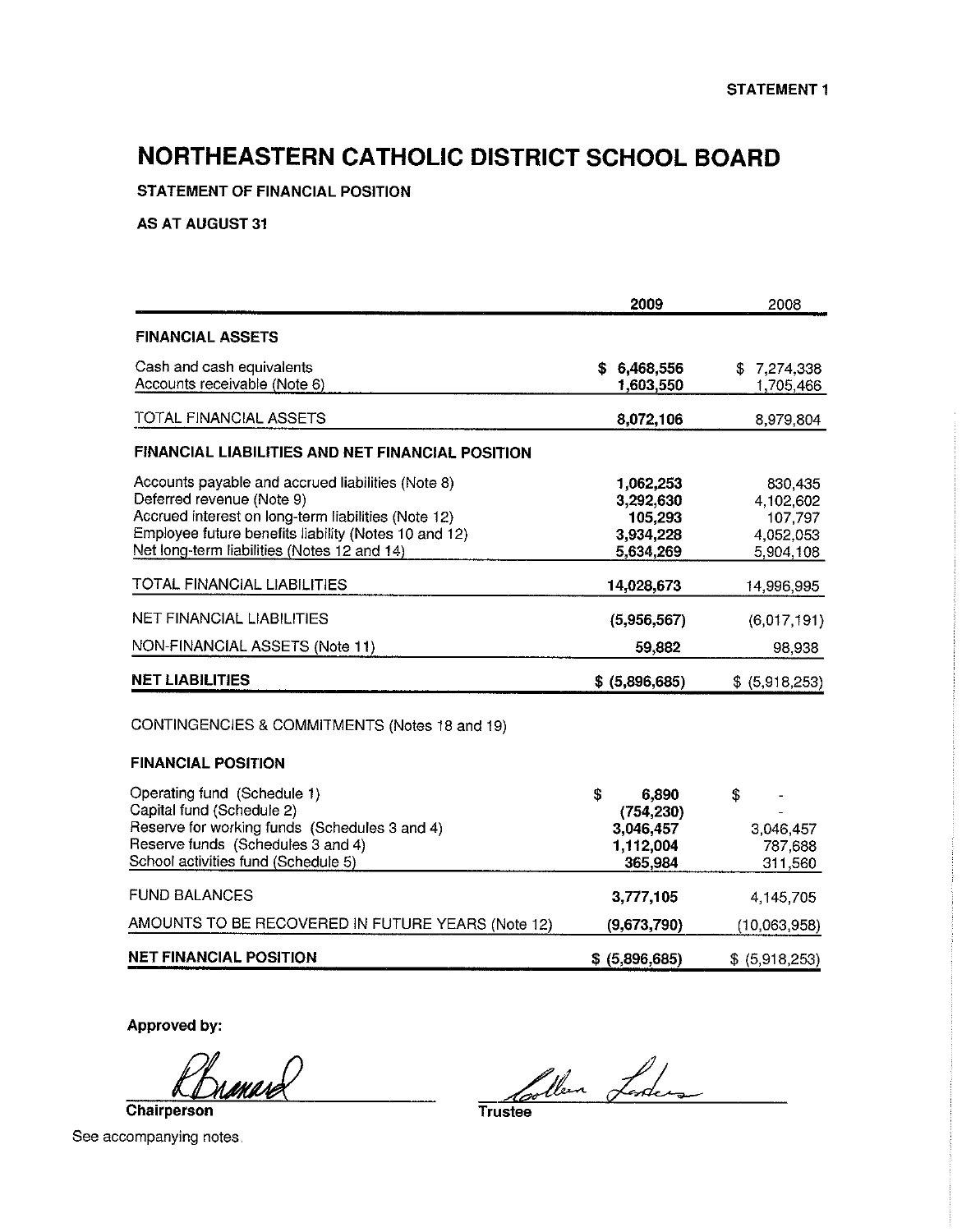STATEMENT 1

# NORTHEASTERN CATHOLIC DISTRICT SCHOOL BOARD

**STATEMENT OF FINANCIAL POSITION**

**AS AT AUGUST 31**

| | 2009 | 2008 |
|---|---|---|
| **FINANCIAL ASSETS** | | |
| Cash and cash equivalents | **$ 6,468,556** | $ 7,274,338 |
| Accounts receivable (Note 6) | **1,603,550** | 1,705,466 |
| TOTAL FINANCIAL ASSETS | **8,072,106** | 8,979,804 |
| **FINANCIAL LIABILITIES AND NET FINANCIAL POSITION** | | |
| Accounts payable and accrued liabilities (Note 8) | **1,062,253** | 830,435 |
| Deferred revenue (Note 9) | **3,292,630** | 4,102,602 |
| Accrued interest on long-term liabilities (Note 12) | **105,293** | 107,797 |
| Employee future benefits liability (Notes 10 and 12) | **3,934,228** | 4,052,053 |
| Net long-term liabilities (Notes 12 and 14) | **5,634,269** | 5,904,108 |
| TOTAL FINANCIAL LIABILITIES | **14,028,673** | 14,996,995 |
| NET FINANCIAL LIABILITIES | **(5,956,567)** | (6,017,191) |
| NON-FINANCIAL ASSETS (Note 11) | **59,882** | 98,938 |
| **NET LIABILITIES** | **$ (5,896,685)** | $ (5,918,253) |

CONTINGENCIES & COMMITMENTS (Notes 18 and 19)

| | 2009 | 2008 |
|---|---|---|
| **FINANCIAL POSITION** | | |
| Operating fund (Schedule 1) | **$ 6,890** | $ - |
| Capital fund (Schedule 2) | **(754,230)** | - |
| Reserve for working funds (Schedules 3 and 4) | **3,046,457** | 3,046,457 |
| Reserve funds (Schedules 3 and 4) | **1,112,004** | 787,688 |
| School activities fund (Schedule 5) | **365,984** | 311,560 |
| FUND BALANCES | **3,777,105** | 4,145,705 |
| AMOUNTS TO BE RECOVERED IN FUTURE YEARS (Note 12) | **(9,673,790)** | (10,063,958) |
| **NET FINANCIAL POSITION** | **$ (5,896,685)** | $ (5,918,253) |

**Approved by:**

**Chairperson**

**Trustee**

See accompanying notes.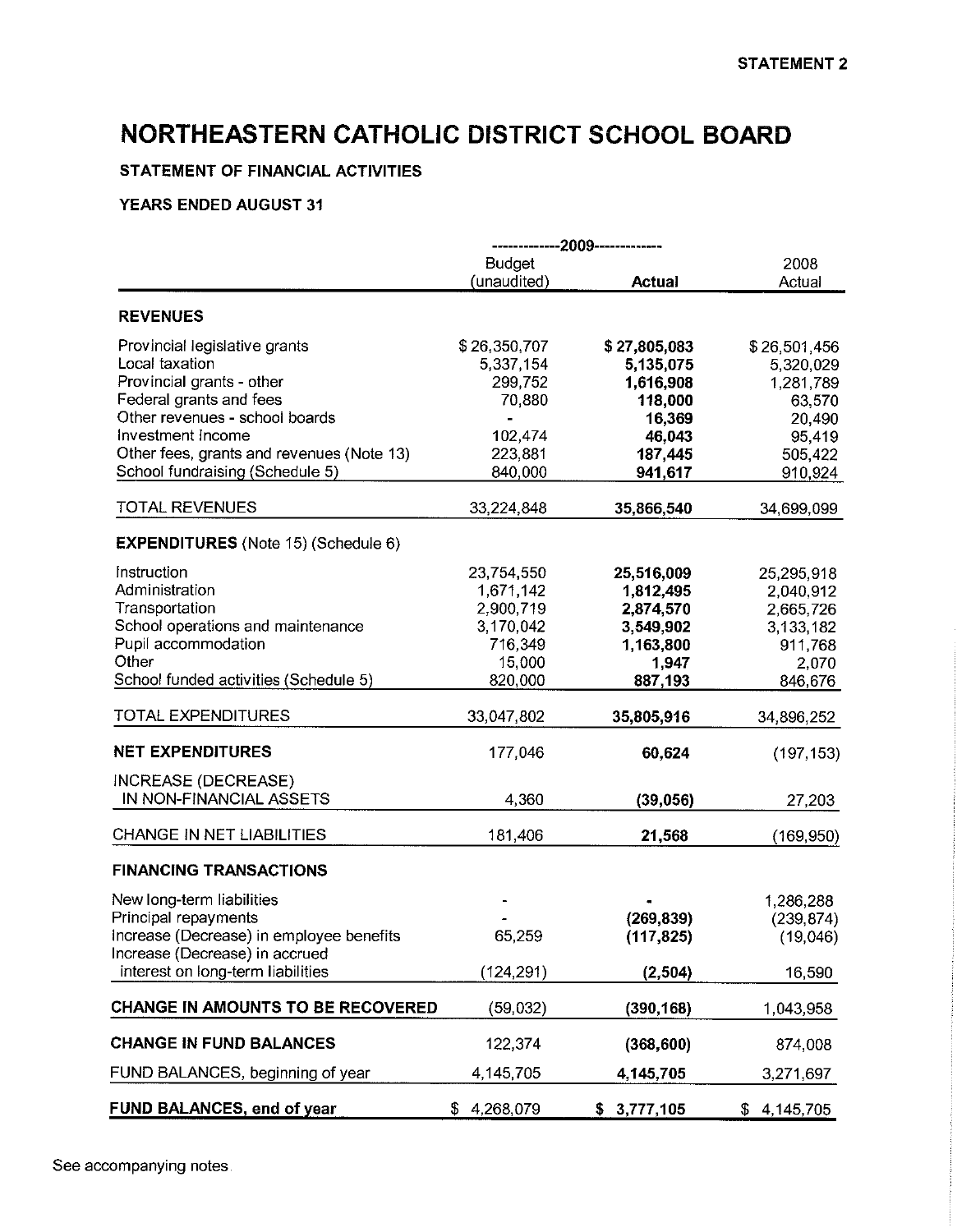STATEMENT 2

# NORTHEASTERN CATHOLIC DISTRICT SCHOOL BOARD

### STATEMENT OF FINANCIAL ACTIVITIES

### YEARS ENDED AUGUST 31

| | 2009 | | |
|---|---|---|---|
| | Budget (unaudited) | **Actual** | 2008 Actual |
| **REVENUES** | | | |
| Provincial legislative grants | $ 26,350,707 | **$ 27,805,083** | $ 26,501,456 |
| Local taxation | 5,337,154 | **5,135,075** | 5,320,029 |
| Provincial grants - other | 299,752 | **1,616,908** | 1,281,789 |
| Federal grants and fees | 70,880 | **118,000** | 63,570 |
| Other revenues - school boards | - | **16,369** | 20,490 |
| Investment income | 102,474 | **46,043** | 95,419 |
| Other fees, grants and revenues (Note 13) | 223,881 | **187,445** | 505,422 |
| School fundraising (Schedule 5) | 840,000 | **941,617** | 910,924 |
| TOTAL REVENUES | 33,224,848 | **35,866,540** | 34,699,099 |
| **EXPENDITURES** (Note 15) (Schedule 6) | | | |
| Instruction | 23,754,550 | **25,516,009** | 25,295,918 |
| Administration | 1,671,142 | **1,812,495** | 2,040,912 |
| Transportation | 2,900,719 | **2,874,570** | 2,665,726 |
| School operations and maintenance | 3,170,042 | **3,549,902** | 3,133,182 |
| Pupil accommodation | 716,349 | **1,163,800** | 911,768 |
| Other | 15,000 | **1,947** | 2,070 |
| School funded activities (Schedule 5) | 820,000 | **887,193** | 846,676 |
| TOTAL EXPENDITURES | 33,047,802 | **35,805,916** | 34,896,252 |
| **NET EXPENDITURES** | 177,046 | **60,624** | (197,153) |
| INCREASE (DECREASE) IN NON-FINANCIAL ASSETS | 4,360 | **(39,056)** | 27,203 |
| CHANGE IN NET LIABILITIES | 181,406 | **21,568** | (169,950) |
| **FINANCING TRANSACTIONS** | | | |
| New long-term liabilities | - | **-** | 1,286,288 |
| Principal repayments | - | **(269,839)** | (239,874) |
| Increase (Decrease) in employee benefits | 65,259 | **(117,825)** | (19,046) |
| Increase (Decrease) in accrued interest on long-term liabilities | (124,291) | **(2,504)** | 16,590 |
| **CHANGE IN AMOUNTS TO BE RECOVERED** | (59,032) | **(390,168)** | 1,043,958 |
| **CHANGE IN FUND BALANCES** | 122,374 | **(368,600)** | 874,008 |
| FUND BALANCES, beginning of year | 4,145,705 | **4,145,705** | 3,271,697 |
| **FUND BALANCES, end of year** | $ 4,268,079 | **$ 3,777,105** | $ 4,145,705 |

See accompanying notes.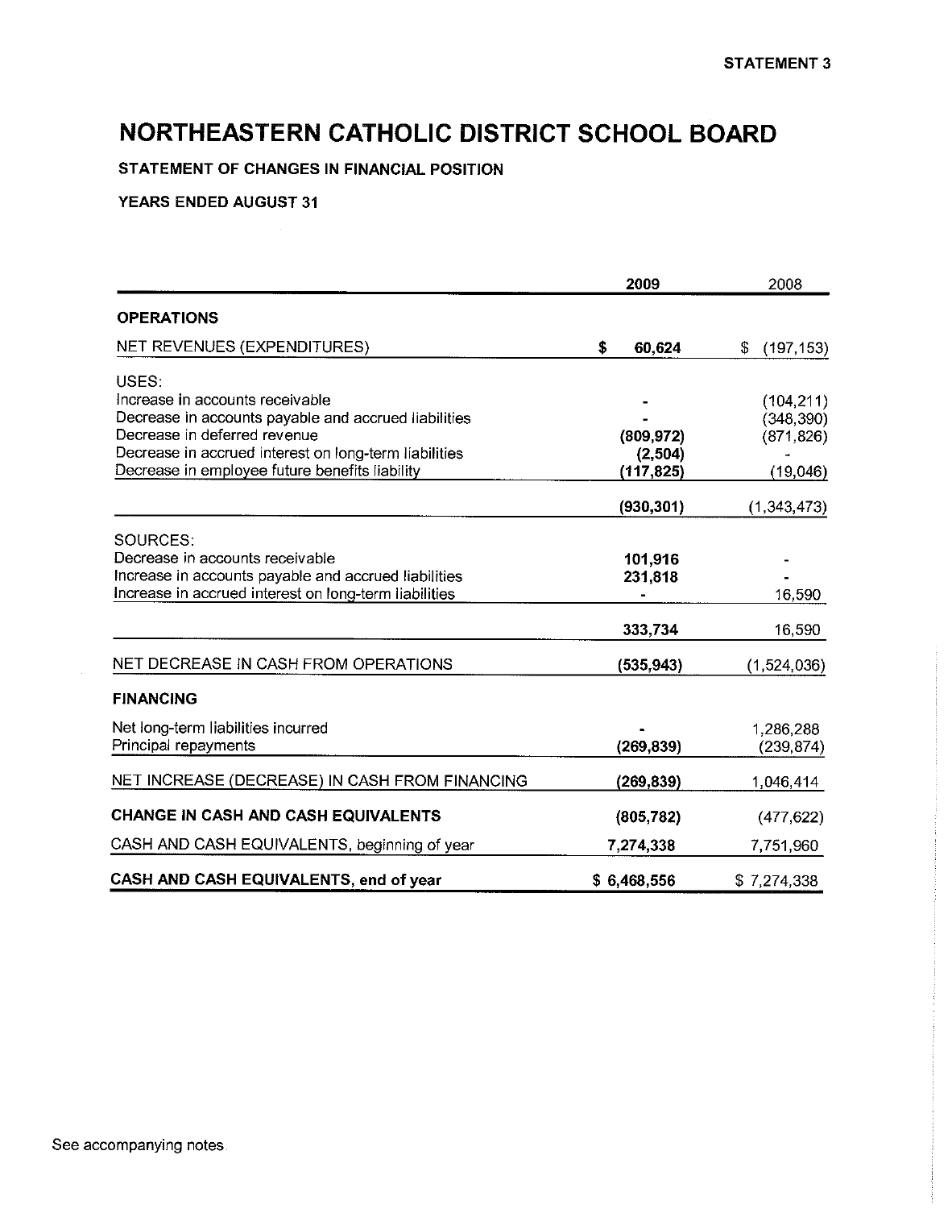STATEMENT 3

# NORTHEASTERN CATHOLIC DISTRICT SCHOOL BOARD

**STATEMENT OF CHANGES IN FINANCIAL POSITION**

**YEARS ENDED AUGUST 31**

| | 2009 | 2008 |
|---|---|---|
| **OPERATIONS** | | |
| NET REVENUES (EXPENDITURES) | **$ 60,624** | $ (197,153) |
| USES: | | |
| Increase in accounts receivable | **-** | (104,211) |
| Decrease in accounts payable and accrued liabilities | **-** | (348,390) |
| Decrease in deferred revenue | **(809,972)** | (871,826) |
| Decrease in accrued interest on long-term liabilities | **(2,504)** | - |
| Decrease in employee future benefits liability | **(117,825)** | (19,046) |
| | **(930,301)** | (1,343,473) |
| SOURCES: | | |
| Decrease in accounts receivable | **101,916** | - |
| Increase in accounts payable and accrued liabilities | **231,818** | - |
| Increase in accrued interest on long-term liabilities | **-** | 16,590 |
| | **333,734** | 16,590 |
| NET DECREASE IN CASH FROM OPERATIONS | **(535,943)** | (1,524,036) |
| **FINANCING** | | |
| Net long-term liabilities incurred | **-** | 1,286,288 |
| Principal repayments | **(269,839)** | (239,874) |
| NET INCREASE (DECREASE) IN CASH FROM FINANCING | **(269,839)** | 1,046,414 |
| **CHANGE IN CASH AND CASH EQUIVALENTS** | **(805,782)** | (477,622) |
| CASH AND CASH EQUIVALENTS, beginning of year | **7,274,338** | 7,751,960 |
| **CASH AND CASH EQUIVALENTS, end of year** | **$ 6,468,556** | $ 7,274,338 |

See accompanying notes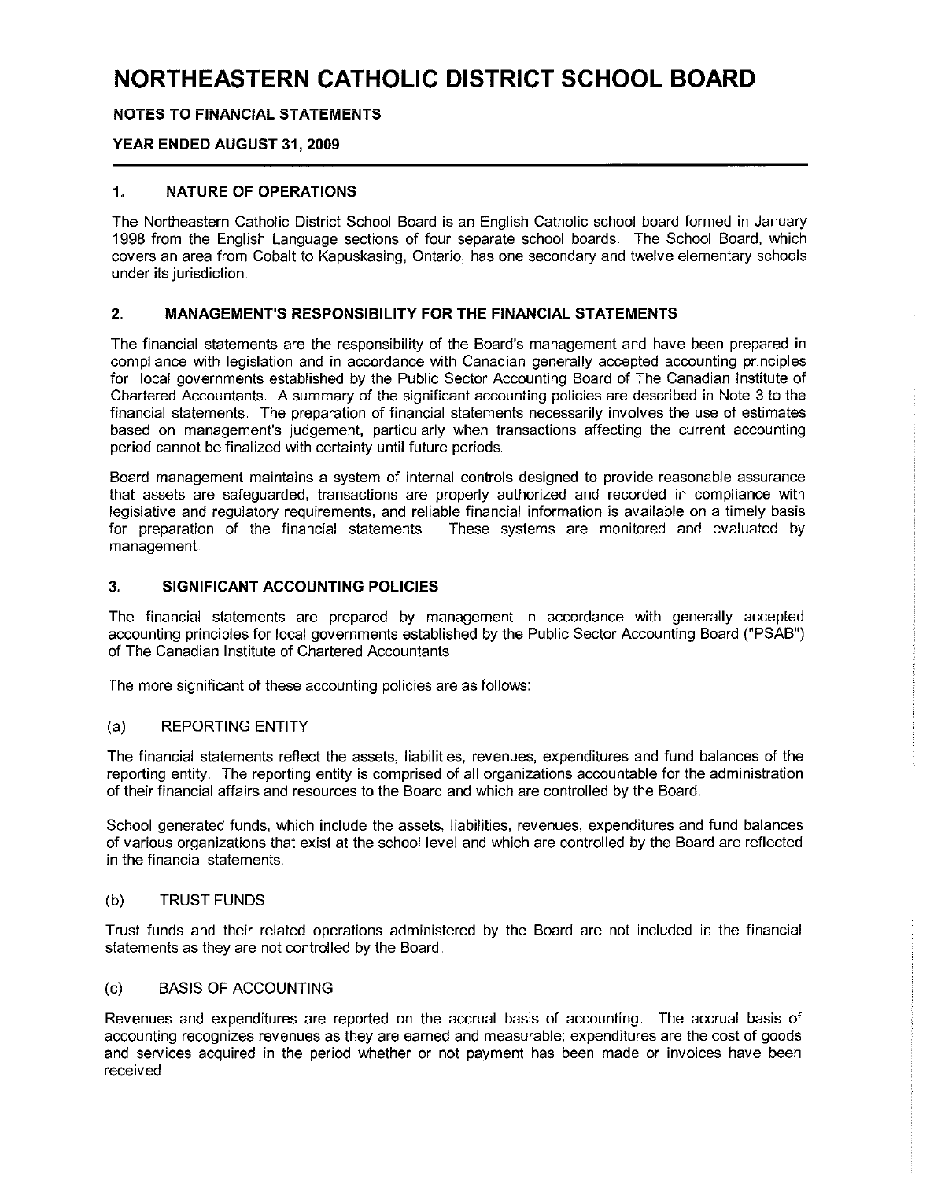# NORTHEASTERN CATHOLIC DISTRICT SCHOOL BOARD

**NOTES TO FINANCIAL STATEMENTS**

**YEAR ENDED AUGUST 31, 2009**

## 1. NATURE OF OPERATIONS

The Northeastern Catholic District School Board is an English Catholic school board formed in January 1998 from the English Language sections of four separate school boards. The School Board, which covers an area from Cobalt to Kapuskasing, Ontario, has one secondary and twelve elementary schools under its jurisdiction.

## 2. MANAGEMENT'S RESPONSIBILITY FOR THE FINANCIAL STATEMENTS

The financial statements are the responsibility of the Board's management and have been prepared in compliance with legislation and in accordance with Canadian generally accepted accounting principles for local governments established by the Public Sector Accounting Board of The Canadian Institute of Chartered Accountants. A summary of the significant accounting policies are described in Note 3 to the financial statements. The preparation of financial statements necessarily involves the use of estimates based on management's judgement, particularly when transactions affecting the current accounting period cannot be finalized with certainty until future periods.

Board management maintains a system of internal controls designed to provide reasonable assurance that assets are safeguarded, transactions are properly authorized and recorded in compliance with legislative and regulatory requirements, and reliable financial information is available on a timely basis for preparation of the financial statements. These systems are monitored and evaluated by management.

## 3. SIGNIFICANT ACCOUNTING POLICIES

The financial statements are prepared by management in accordance with generally accepted accounting principles for local governments established by the Public Sector Accounting Board ("PSAB") of The Canadian Institute of Chartered Accountants.

The more significant of these accounting policies are as follows:

### (a) REPORTING ENTITY

The financial statements reflect the assets, liabilities, revenues, expenditures and fund balances of the reporting entity. The reporting entity is comprised of all organizations accountable for the administration of their financial affairs and resources to the Board and which are controlled by the Board.

School generated funds, which include the assets, liabilities, revenues, expenditures and fund balances of various organizations that exist at the school level and which are controlled by the Board are reflected in the financial statements.

### (b) TRUST FUNDS

Trust funds and their related operations administered by the Board are not included in the financial statements as they are not controlled by the Board.

### (c) BASIS OF ACCOUNTING

Revenues and expenditures are reported on the accrual basis of accounting. The accrual basis of accounting recognizes revenues as they are earned and measurable; expenditures are the cost of goods and services acquired in the period whether or not payment has been made or invoices have been received.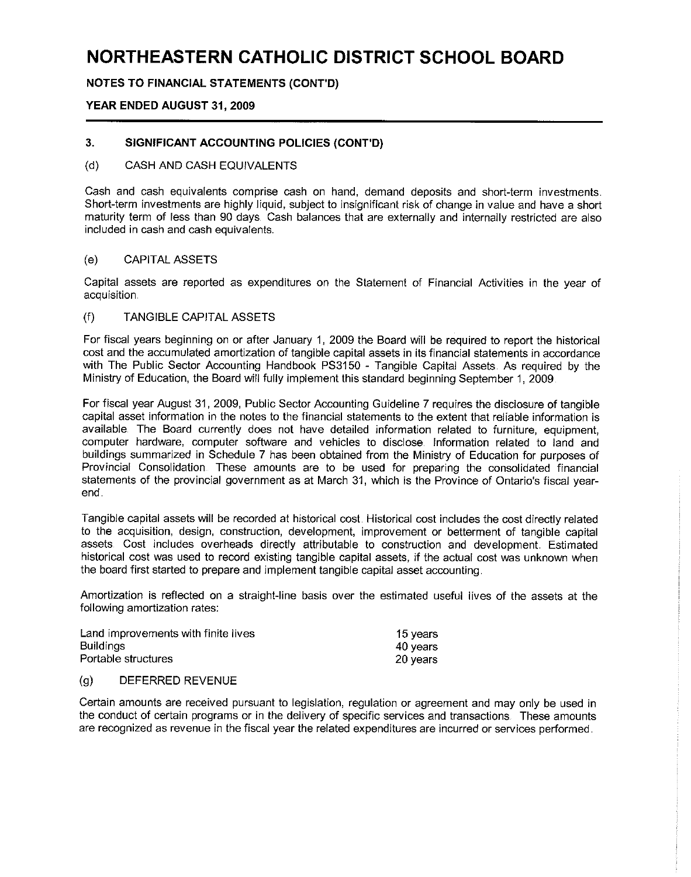# NORTHEASTERN CATHOLIC DISTRICT SCHOOL BOARD

**NOTES TO FINANCIAL STATEMENTS (CONT'D)**

**YEAR ENDED AUGUST 31, 2009**

## 3. SIGNIFICANT ACCOUNTING POLICIES (CONT'D)

### (d) CASH AND CASH EQUIVALENTS

Cash and cash equivalents comprise cash on hand, demand deposits and short-term investments. Short-term investments are highly liquid, subject to insignificant risk of change in value and have a short maturity term of less than 90 days. Cash balances that are externally and internally restricted are also included in cash and cash equivalents.

### (e) CAPITAL ASSETS

Capital assets are reported as expenditures on the Statement of Financial Activities in the year of acquisition.

### (f) TANGIBLE CAPITAL ASSETS

For fiscal years beginning on or after January 1, 2009 the Board will be required to report the historical cost and the accumulated amortization of tangible capital assets in its financial statements in accordance with The Public Sector Accounting Handbook PS3150 - Tangible Capital Assets. As required by the Ministry of Education, the Board will fully implement this standard beginning September 1, 2009.

For fiscal year August 31, 2009, Public Sector Accounting Guideline 7 requires the disclosure of tangible capital asset information in the notes to the financial statements to the extent that reliable information is available. The Board currently does not have detailed information related to furniture, equipment, computer hardware, computer software and vehicles to disclose. Information related to land and buildings summarized in Schedule 7 has been obtained from the Ministry of Education for purposes of Provincial Consolidation. These amounts are to be used for preparing the consolidated financial statements of the provincial government as at March 31, which is the Province of Ontario's fiscal year-end.

Tangible capital assets will be recorded at historical cost. Historical cost includes the cost directly related to the acquisition, design, construction, development, improvement or betterment of tangible capital assets. Cost includes overheads directly attributable to construction and development. Estimated historical cost was used to record existing tangible capital assets, if the actual cost was unknown when the board first started to prepare and implement tangible capital asset accounting.

Amortization is reflected on a straight-line basis over the estimated useful lives of the assets at the following amortization rates:

| | |
|---|---|
| Land improvements with finite lives | 15 years |
| Buildings | 40 years |
| Portable structures | 20 years |

### (g) DEFERRED REVENUE

Certain amounts are received pursuant to legislation, regulation or agreement and may only be used in the conduct of certain programs or in the delivery of specific services and transactions. These amounts are recognized as revenue in the fiscal year the related expenditures are incurred or services performed.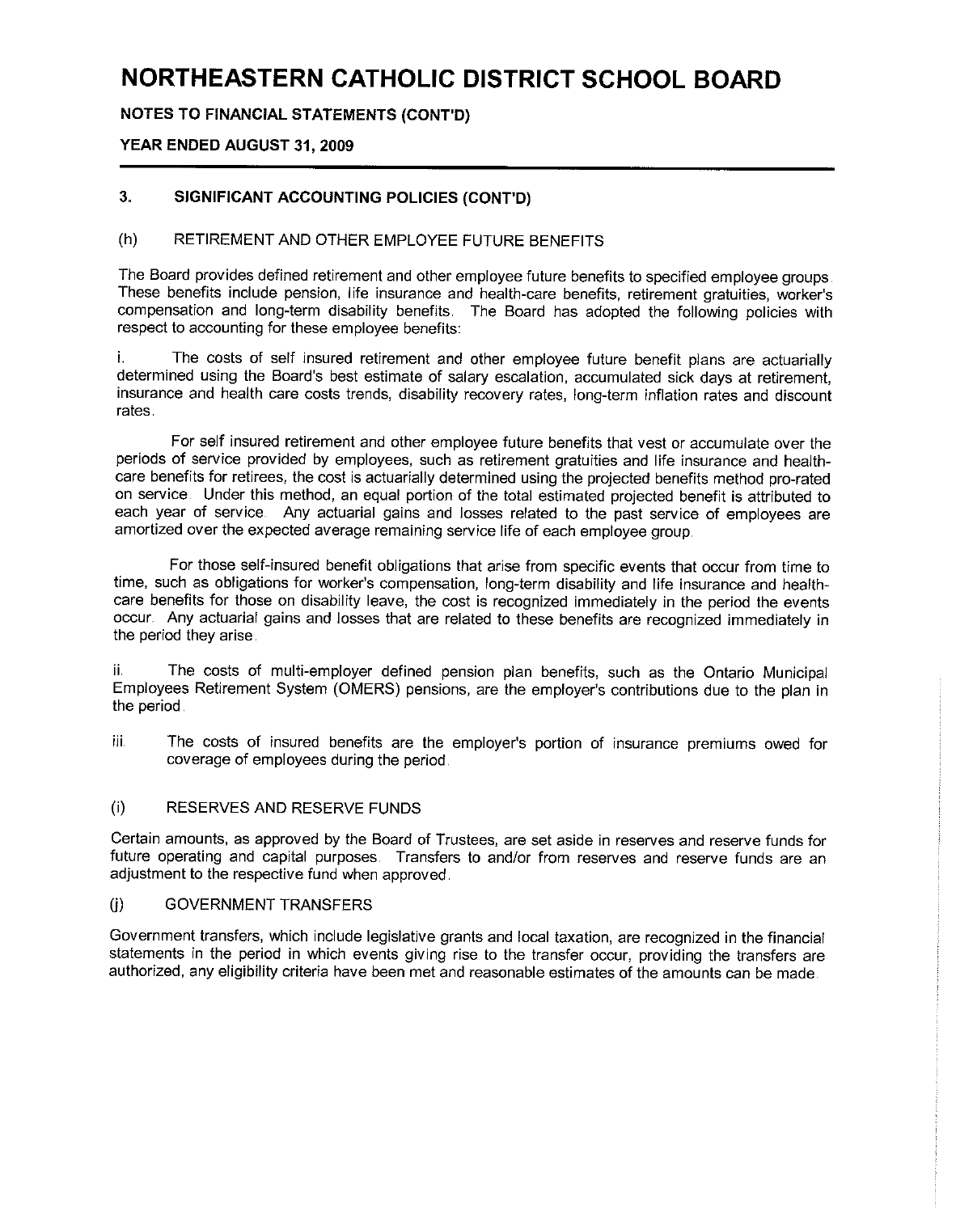# NORTHEASTERN CATHOLIC DISTRICT SCHOOL BOARD

**NOTES TO FINANCIAL STATEMENTS (CONT'D)**

**YEAR ENDED AUGUST 31, 2009**

## 3. SIGNIFICANT ACCOUNTING POLICIES (CONT'D)

### (h) RETIREMENT AND OTHER EMPLOYEE FUTURE BENEFITS

The Board provides defined retirement and other employee future benefits to specified employee groups. These benefits include pension, life insurance and health-care benefits, retirement gratuities, worker's compensation and long-term disability benefits. The Board has adopted the following policies with respect to accounting for these employee benefits:

i. The costs of self insured retirement and other employee future benefit plans are actuarially determined using the Board's best estimate of salary escalation, accumulated sick days at retirement, insurance and health care costs trends, disability recovery rates, long-term inflation rates and discount rates.

For self insured retirement and other employee future benefits that vest or accumulate over the periods of service provided by employees, such as retirement gratuities and life insurance and health-care benefits for retirees, the cost is actuarially determined using the projected benefits method pro-rated on service. Under this method, an equal portion of the total estimated projected benefit is attributed to each year of service. Any actuarial gains and losses related to the past service of employees are amortized over the expected average remaining service life of each employee group.

For those self-insured benefit obligations that arise from specific events that occur from time to time, such as obligations for worker's compensation, long-term disability and life insurance and health-care benefits for those on disability leave, the cost is recognized immediately in the period the events occur. Any actuarial gains and losses that are related to these benefits are recognized immediately in the period they arise.

ii. The costs of multi-employer defined pension plan benefits, such as the Ontario Municipal Employees Retirement System (OMERS) pensions, are the employer's contributions due to the plan in the period.

iii. The costs of insured benefits are the employer's portion of insurance premiums owed for coverage of employees during the period.

### (i) RESERVES AND RESERVE FUNDS

Certain amounts, as approved by the Board of Trustees, are set aside in reserves and reserve funds for future operating and capital purposes. Transfers to and/or from reserves and reserve funds are an adjustment to the respective fund when approved.

### (j) GOVERNMENT TRANSFERS

Government transfers, which include legislative grants and local taxation, are recognized in the financial statements in the period in which events giving rise to the transfer occur, providing the transfers are authorized, any eligibility criteria have been met and reasonable estimates of the amounts can be made.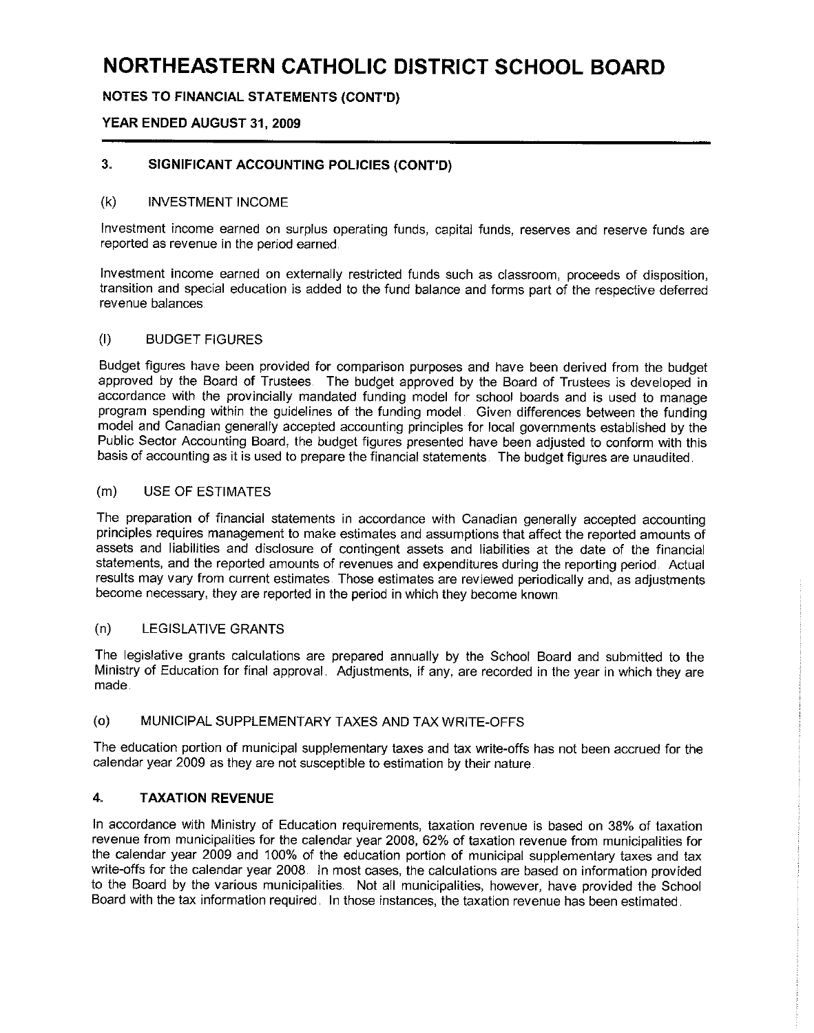# NORTHEASTERN CATHOLIC DISTRICT SCHOOL BOARD

**NOTES TO FINANCIAL STATEMENTS (CONT'D)**

**YEAR ENDED AUGUST 31, 2009**

## 3. SIGNIFICANT ACCOUNTING POLICIES (CONT'D)

### (k) INVESTMENT INCOME

Investment income earned on surplus operating funds, capital funds, reserves and reserve funds are reported as revenue in the period earned.

Investment income earned on externally restricted funds such as classroom, proceeds of disposition, transition and special education is added to the fund balance and forms part of the respective deferred revenue balances.

### (l) BUDGET FIGURES

Budget figures have been provided for comparison purposes and have been derived from the budget approved by the Board of Trustees. The budget approved by the Board of Trustees is developed in accordance with the provincially mandated funding model for school boards and is used to manage program spending within the guidelines of the funding model. Given differences between the funding model and Canadian generally accepted accounting principles for local governments established by the Public Sector Accounting Board, the budget figures presented have been adjusted to conform with this basis of accounting as it is used to prepare the financial statements. The budget figures are unaudited.

### (m) USE OF ESTIMATES

The preparation of financial statements in accordance with Canadian generally accepted accounting principles requires management to make estimates and assumptions that affect the reported amounts of assets and liabilities and disclosure of contingent assets and liabilities at the date of the financial statements, and the reported amounts of revenues and expenditures during the reporting period. Actual results may vary from current estimates. Those estimates are reviewed periodically and, as adjustments become necessary, they are reported in the period in which they become known.

### (n) LEGISLATIVE GRANTS

The legislative grants calculations are prepared annually by the School Board and submitted to the Ministry of Education for final approval. Adjustments, if any, are recorded in the year in which they are made.

### (o) MUNICIPAL SUPPLEMENTARY TAXES AND TAX WRITE-OFFS

The education portion of municipal supplementary taxes and tax write-offs has not been accrued for the calendar year 2009 as they are not susceptible to estimation by their nature.

## 4. TAXATION REVENUE

In accordance with Ministry of Education requirements, taxation revenue is based on 38% of taxation revenue from municipalities for the calendar year 2008, 62% of taxation revenue from municipalities for the calendar year 2009 and 100% of the education portion of municipal supplementary taxes and tax write-offs for the calendar year 2008. In most cases, the calculations are based on information provided to the Board by the various municipalities. Not all municipalities, however, have provided the School Board with the tax information required. In those instances, the taxation revenue has been estimated.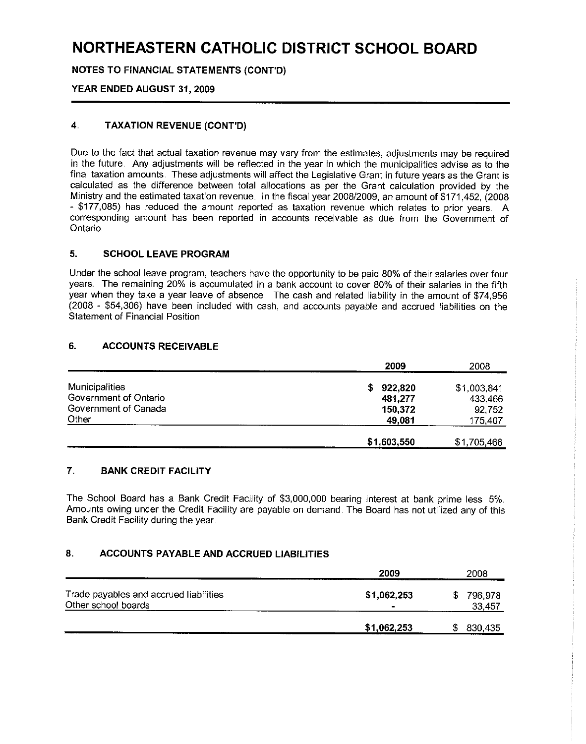# NORTHEASTERN CATHOLIC DISTRICT SCHOOL BOARD

**NOTES TO FINANCIAL STATEMENTS (CONT'D)**

**YEAR ENDED AUGUST 31, 2009**

## 4. TAXATION REVENUE (CONT'D)

Due to the fact that actual taxation revenue may vary from the estimates, adjustments may be required in the future. Any adjustments will be reflected in the year in which the municipalities advise as to the final taxation amounts. These adjustments will affect the Legislative Grant in future years as the Grant is calculated as the difference between total allocations as per the Grant calculation provided by the Ministry and the estimated taxation revenue. In the fiscal year 2008/2009, an amount of $171,452, (2008 - $177,085) has reduced the amount reported as taxation revenue which relates to prior years. A corresponding amount has been reported in accounts receivable as due from the Government of Ontario.

## 5. SCHOOL LEAVE PROGRAM

Under the school leave program, teachers have the opportunity to be paid 80% of their salaries over four years. The remaining 20% is accumulated in a bank account to cover 80% of their salaries in the fifth year when they take a year leave of absence. The cash and related liability in the amount of $74,956 (2008 - $54,306) have been included with cash, and accounts payable and accrued liabilities on the Statement of Financial Position.

## 6. ACCOUNTS RECEIVABLE

| | 2009 | 2008 |
|---|---|---|
| Municipalities | $ 922,820 | $1,003,841 |
| Government of Ontario | 481,277 | 433,466 |
| Government of Canada | 150,372 | 92,752 |
| Other | 49,081 | 175,407 |
| | **$1,603,550** | $1,705,466 |

## 7. BANK CREDIT FACILITY

The School Board has a Bank Credit Facility of $3,000,000 bearing interest at bank prime less .5%. Amounts owing under the Credit Facility are payable on demand. The Board has not utilized any of this Bank Credit Facility during the year.

## 8. ACCOUNTS PAYABLE AND ACCRUED LIABILITIES

| | 2009 | 2008 |
|---|---|---|
| Trade payables and accrued liabilities | $1,062,253 | $ 796,978 |
| Other school boards | - | 33,457 |
| | **$1,062,253** | $ 830,435 |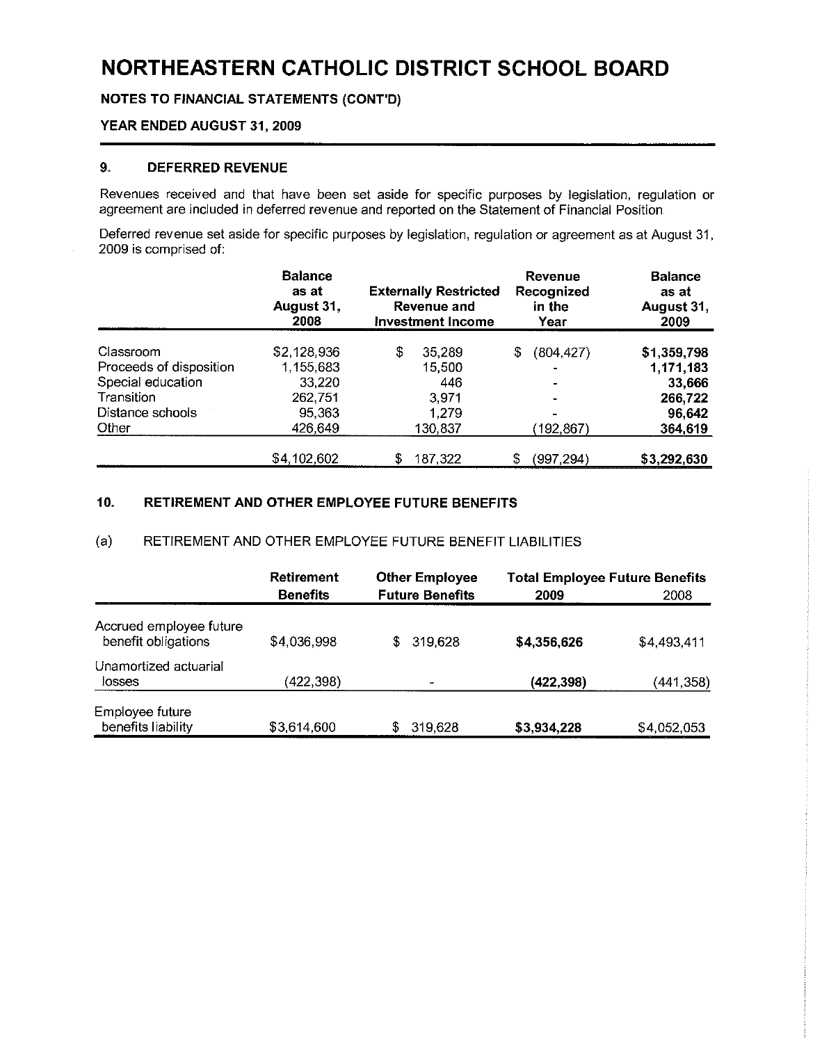# NORTHEASTERN CATHOLIC DISTRICT SCHOOL BOARD

**NOTES TO FINANCIAL STATEMENTS (CONT'D)**

**YEAR ENDED AUGUST 31, 2009**

## 9. DEFERRED REVENUE

Revenues received and that have been set aside for specific purposes by legislation, regulation or agreement are included in deferred revenue and reported on the Statement of Financial Position.

Deferred revenue set aside for specific purposes by legislation, regulation or agreement as at August 31, 2009 is comprised of:

| | Balance as at August 31, 2008 | Externally Restricted Revenue and Investment Income | Revenue Recognized in the Year | Balance as at August 31, 2009 |
|---|---|---|---|---|
| Classroom | $2,128,936 | $ 35,289 | $ (804,427) | **$1,359,798** |
| Proceeds of disposition | 1,155,683 | 15,500 | - | **1,171,183** |
| Special education | 33,220 | 446 | - | **33,666** |
| Transition | 262,751 | 3,971 | - | **266,722** |
| Distance schools | 95,363 | 1,279 | - | **96,642** |
| Other | 426,649 | 130,837 | (192,867) | **364,619** |
| | $4,102,602 | $ 187,322 | $ (997,294) | **$3,292,630** |

## 10. RETIREMENT AND OTHER EMPLOYEE FUTURE BENEFITS

(a) RETIREMENT AND OTHER EMPLOYEE FUTURE BENEFIT LIABILITIES

| | Retirement Benefits | Other Employee Future Benefits | Total Employee Future Benefits 2009 | Total Employee Future Benefits 2008 |
|---|---|---|---|---|
| Accrued employee future benefit obligations | $4,036,998 | $ 319,628 | **$4,356,626** | $4,493,411 |
| Unamortized actuarial losses | (422,398) | - | **(422,398)** | (441,358) |
| Employee future benefits liability | $3,614,600 | $ 319,628 | **$3,934,228** | $4,052,053 |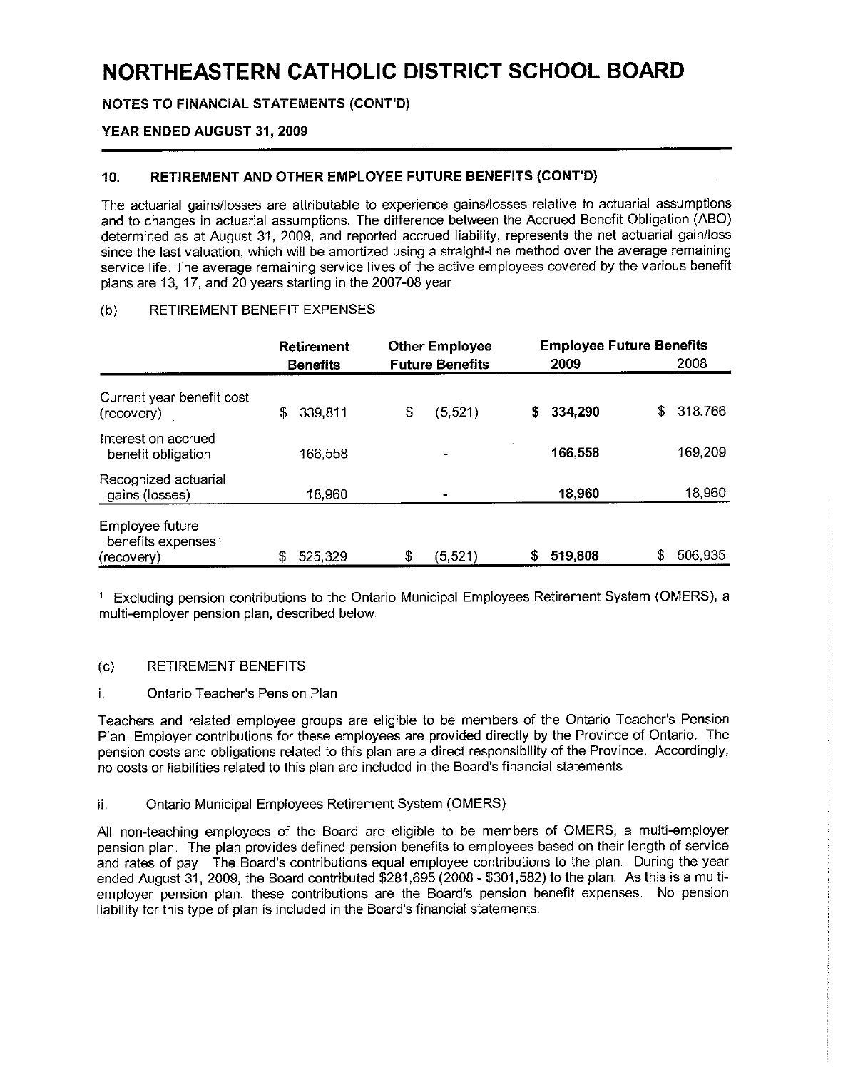# NORTHEASTERN CATHOLIC DISTRICT SCHOOL BOARD

**NOTES TO FINANCIAL STATEMENTS (CONT'D)**

**YEAR ENDED AUGUST 31, 2009**

## 10. RETIREMENT AND OTHER EMPLOYEE FUTURE BENEFITS (CONT'D)

The actuarial gains/losses are attributable to experience gains/losses relative to actuarial assumptions and to changes in actuarial assumptions. The difference between the Accrued Benefit Obligation (ABO) determined as at August 31, 2009, and reported accrued liability, represents the net actuarial gain/loss since the last valuation, which will be amortized using a straight-line method over the average remaining service life. The average remaining service lives of the active employees covered by the various benefit plans are 13, 17, and 20 years starting in the 2007-08 year.

### (b) RETIREMENT BENEFIT EXPENSES

| | Retirement Benefits | Other Employee Future Benefits | Employee Future Benefits 2009 | Employee Future Benefits 2008 |
|---|---|---|---|---|
| Current year benefit cost (recovery) | $ 339,811 | $ (5,521) | **$ 334,290** | $ 318,766 |
| Interest on accrued benefit obligation | 166,558 | - | **166,558** | 169,209 |
| Recognized actuarial gains (losses) | 18,960 | - | **18,960** | 18,960 |
| Employee future benefits expenses[1] (recovery) | $ 525,329 | $ (5,521) | **$ 519,808** | $ 506,935 |

[1] Excluding pension contributions to the Ontario Municipal Employees Retirement System (OMERS), a multi-employer pension plan, described below.

### (c) RETIREMENT BENEFITS

#### i. Ontario Teacher's Pension Plan

Teachers and related employee groups are eligible to be members of the Ontario Teacher's Pension Plan. Employer contributions for these employees are provided directly by the Province of Ontario. The pension costs and obligations related to this plan are a direct responsibility of the Province. Accordingly, no costs or liabilities related to this plan are included in the Board's financial statements.

#### ii. Ontario Municipal Employees Retirement System (OMERS)

All non-teaching employees of the Board are eligible to be members of OMERS, a multi-employer pension plan. The plan provides defined pension benefits to employees based on their length of service and rates of pay. The Board's contributions equal employee contributions to the plan. During the year ended August 31, 2009, the Board contributed $281,695 (2008 - $301,582) to the plan. As this is a multi-employer pension plan, these contributions are the Board's pension benefit expenses. No pension liability for this type of plan is included in the Board's financial statements.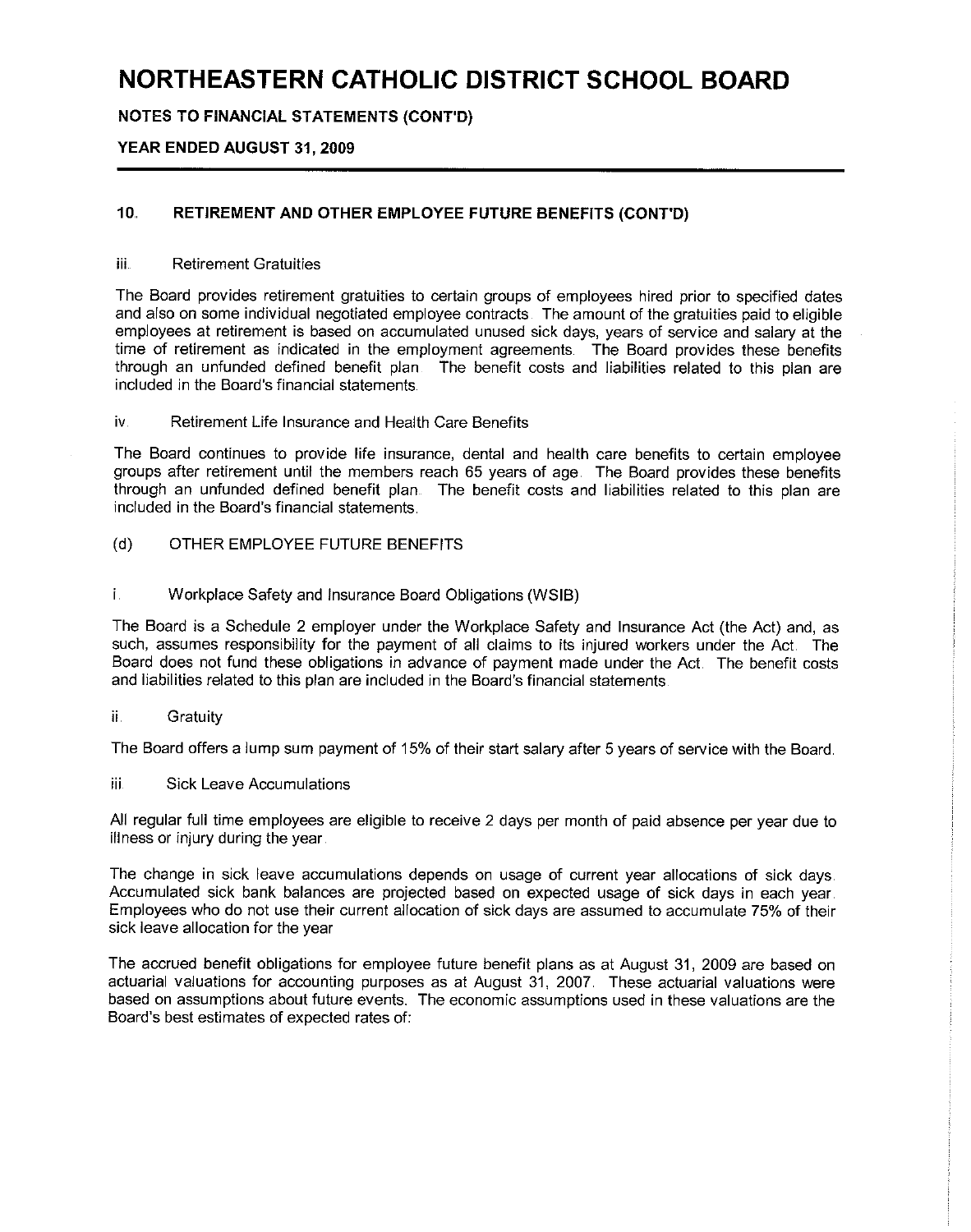# NORTHEASTERN CATHOLIC DISTRICT SCHOOL BOARD

**NOTES TO FINANCIAL STATEMENTS (CONT'D)**

**YEAR ENDED AUGUST 31, 2009**

### 10. RETIREMENT AND OTHER EMPLOYEE FUTURE BENEFITS (CONT'D)

iii. Retirement Gratuities

The Board provides retirement gratuities to certain groups of employees hired prior to specified dates and also on some individual negotiated employee contracts. The amount of the gratuities paid to eligible employees at retirement is based on accumulated unused sick days, years of service and salary at the time of retirement as indicated in the employment agreements. The Board provides these benefits through an unfunded defined benefit plan. The benefit costs and liabilities related to this plan are included in the Board's financial statements.

iv. Retirement Life Insurance and Health Care Benefits

The Board continues to provide life insurance, dental and health care benefits to certain employee groups after retirement until the members reach 65 years of age. The Board provides these benefits through an unfunded defined benefit plan. The benefit costs and liabilities related to this plan are included in the Board's financial statements.

(d) OTHER EMPLOYEE FUTURE BENEFITS

i. Workplace Safety and Insurance Board Obligations (WSIB)

The Board is a Schedule 2 employer under the Workplace Safety and Insurance Act (the Act) and, as such, assumes responsibility for the payment of all claims to its injured workers under the Act. The Board does not fund these obligations in advance of payment made under the Act. The benefit costs and liabilities related to this plan are included in the Board's financial statements.

ii. Gratuity

The Board offers a lump sum payment of 15% of their start salary after 5 years of service with the Board.

iii. Sick Leave Accumulations

All regular full time employees are eligible to receive 2 days per month of paid absence per year due to illness or injury during the year.

The change in sick leave accumulations depends on usage of current year allocations of sick days. Accumulated sick bank balances are projected based on expected usage of sick days in each year. Employees who do not use their current allocation of sick days are assumed to accumulate 75% of their sick leave allocation for the year

The accrued benefit obligations for employee future benefit plans as at August 31, 2009 are based on actuarial valuations for accounting purposes as at August 31, 2007. These actuarial valuations were based on assumptions about future events. The economic assumptions used in these valuations are the Board's best estimates of expected rates of: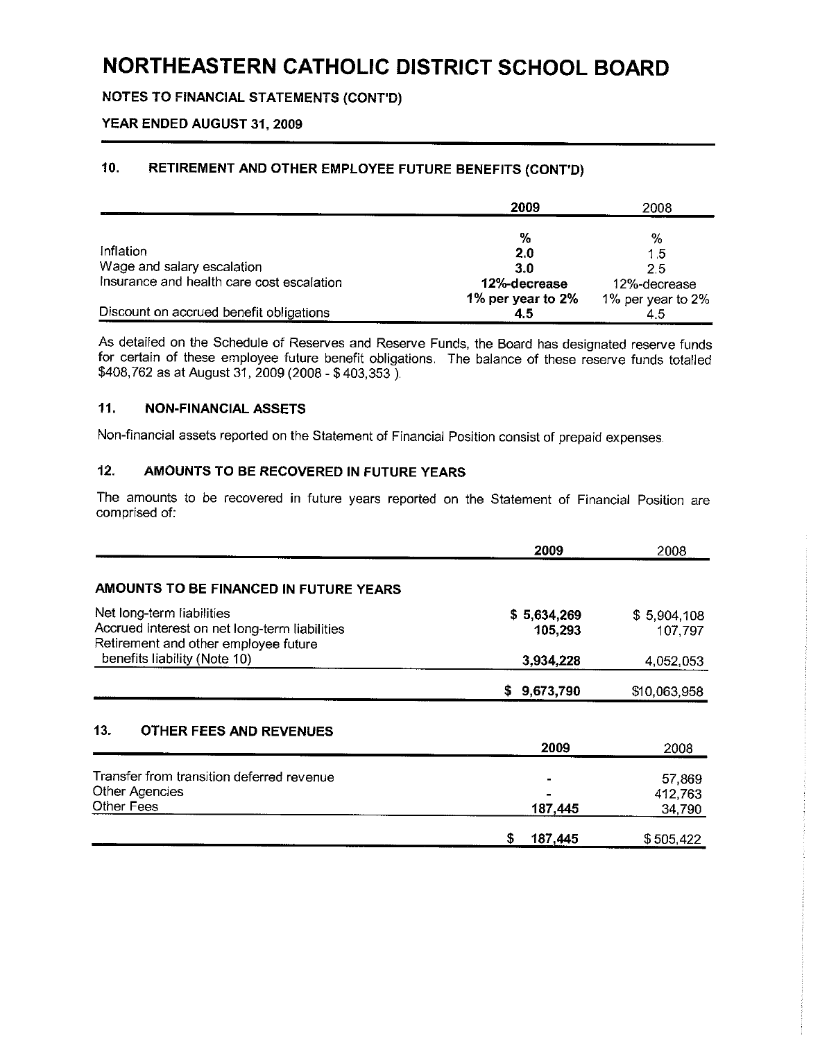# NORTHEASTERN CATHOLIC DISTRICT SCHOOL BOARD

**NOTES TO FINANCIAL STATEMENTS (CONT'D)**

**YEAR ENDED AUGUST 31, 2009**

## 10. RETIREMENT AND OTHER EMPLOYEE FUTURE BENEFITS (CONT'D)

| | 2009 | 2008 |
|---|---|---|
| | % | % |
| Inflation | **2.0** | 1.5 |
| Wage and salary escalation | **3.0** | 2.5 |
| Insurance and health care cost escalation | **12%-decrease 1% per year to 2%** | 12%-decrease 1% per year to 2% |
| Discount on accrued benefit obligations | **4.5** | 4.5 |

As detailed on the Schedule of Reserves and Reserve Funds, the Board has designated reserve funds for certain of these employee future benefit obligations. The balance of these reserve funds totalled $408,762 as at August 31, 2009 (2008 - $ 403,353 ).

## 11. NON-FINANCIAL ASSETS

Non-financial assets reported on the Statement of Financial Position consist of prepaid expenses.

## 12. AMOUNTS TO BE RECOVERED IN FUTURE YEARS

The amounts to be recovered in future years reported on the Statement of Financial Position are comprised of:

| | 2009 | 2008 |
|---|---|---|
| **AMOUNTS TO BE FINANCED IN FUTURE YEARS** | | |
| Net long-term liabilities | **$ 5,634,269** | $ 5,904,108 |
| Accrued interest on net long-term liabilities | **105,293** | 107,797 |
| Retirement and other employee future benefits liability (Note 10) | **3,934,228** | 4,052,053 |
| | **$ 9,673,790** | $10,063,958 |

## 13. OTHER FEES AND REVENUES

| | 2009 | 2008 |
|---|---|---|
| Transfer from transition deferred revenue | - | 57,869 |
| Other Agencies | - | 412,763 |
| Other Fees | **187,445** | 34,790 |
| | **$ 187,445** | $ 505,422 |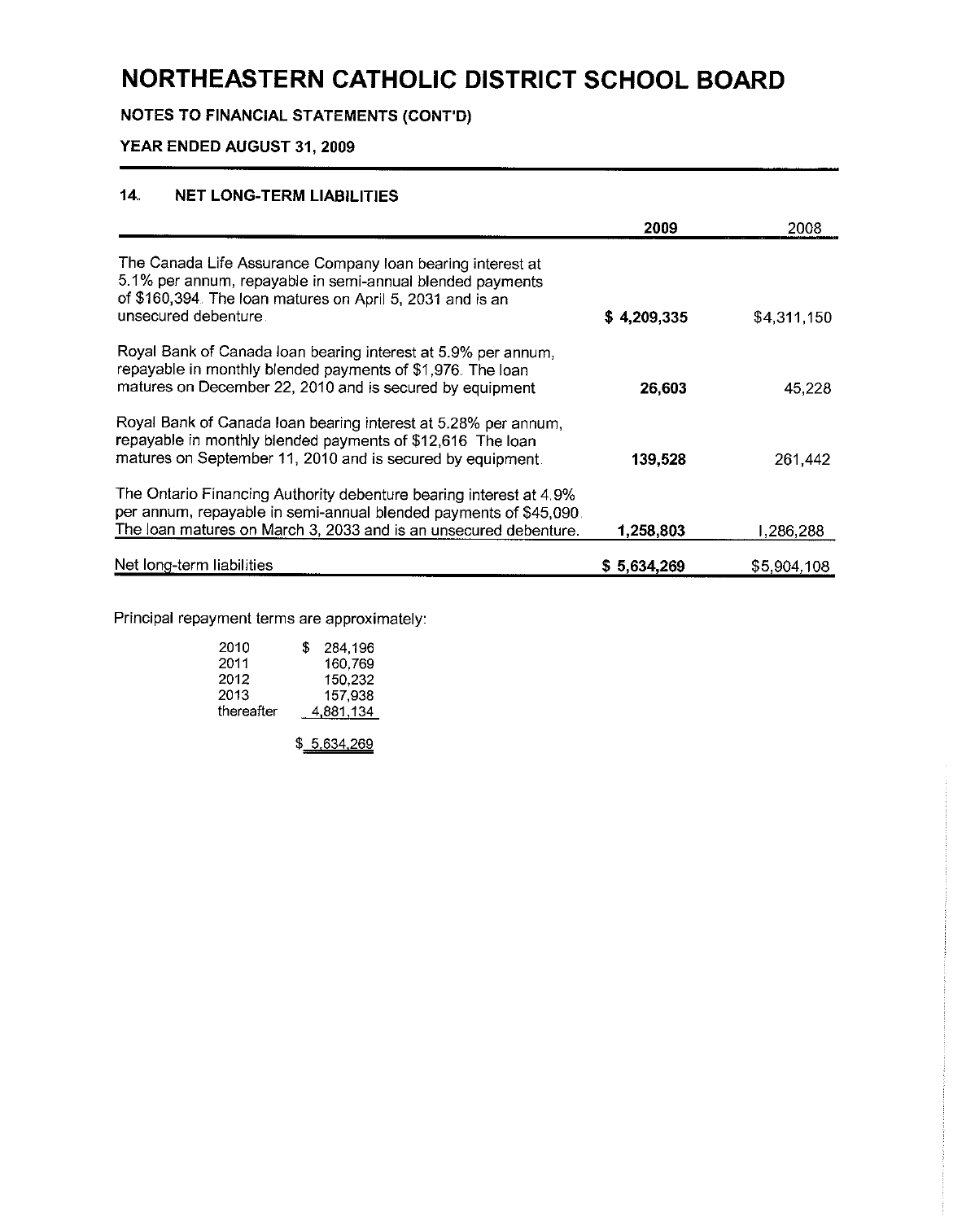# NORTHEASTERN CATHOLIC DISTRICT SCHOOL BOARD

**NOTES TO FINANCIAL STATEMENTS (CONT'D)**

**YEAR ENDED AUGUST 31, 2009**

## 14. NET LONG-TERM LIABILITIES

| | 2009 | 2008 |
|---|---|---|
| The Canada Life Assurance Company loan bearing interest at 5.1% per annum, repayable in semi-annual blended payments of $160,394. The loan matures on April 5, 2031 and is an unsecured debenture. | **$ 4,209,335** | $4,311,150 |
| Royal Bank of Canada loan bearing interest at 5.9% per annum, repayable in monthly blended payments of $1,976. The loan matures on December 22, 2010 and is secured by equipment | **26,603** | 45,228 |
| Royal Bank of Canada loan bearing interest at 5.28% per annum, repayable in monthly blended payments of $12,616 The loan matures on September 11, 2010 and is secured by equipment. | **139,528** | 261,442 |
| The Ontario Financing Authority debenture bearing interest at 4.9% per annum, repayable in semi-annual blended payments of $45,090. The loan matures on March 3, 2033 and is an unsecured debenture. | **1,258,803** | 1,286,288 |
| Net long-term liabilities | **$ 5,634,269** | $5,904,108 |

Principal repayment terms are approximately:

| | |
|---|---|
| 2010 | $ 284,196 |
| 2011 | 160,769 |
| 2012 | 150,232 |
| 2013 | 157,938 |
| thereafter | 4,881,134 |
| | $ 5,634,269 |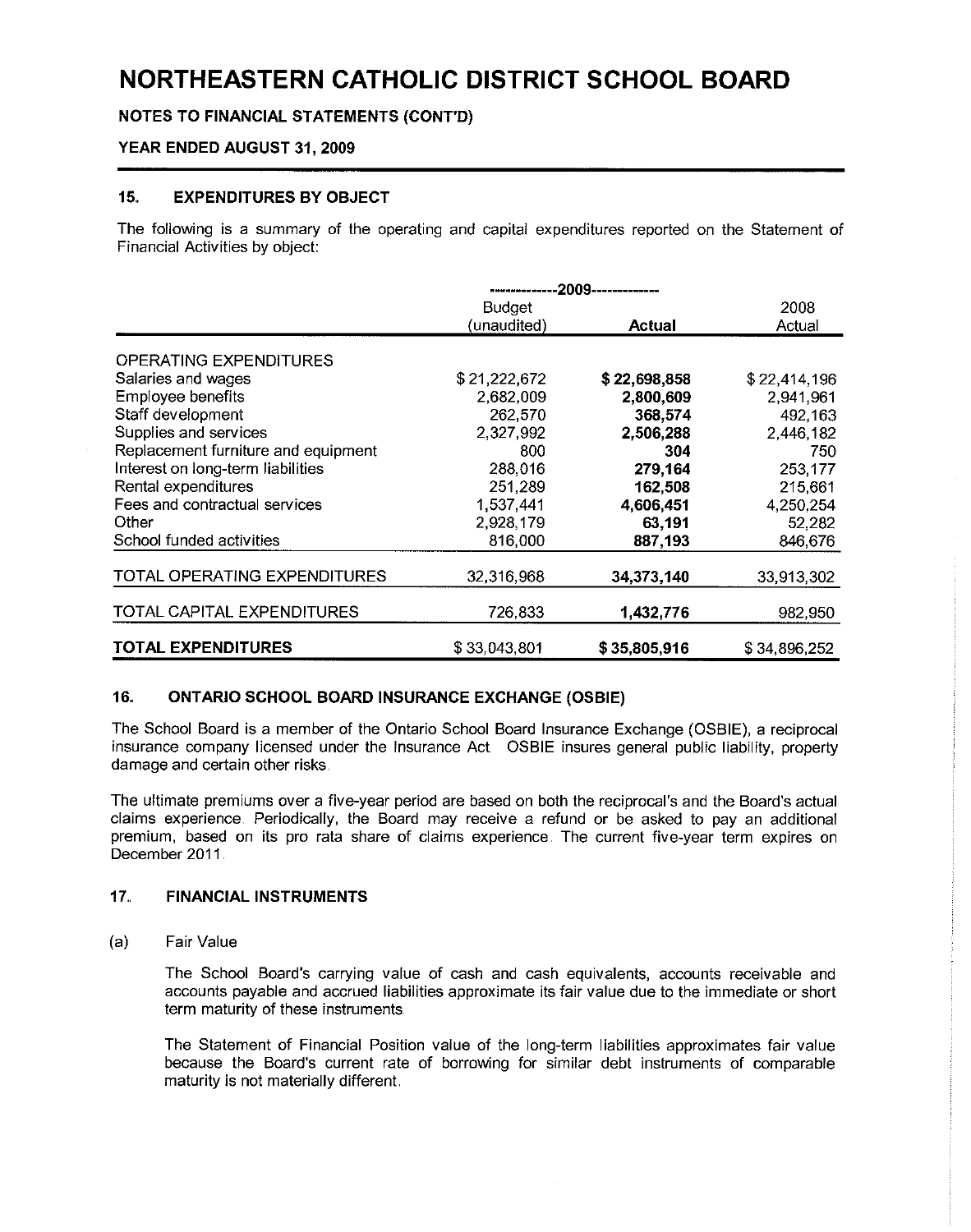# NORTHEASTERN CATHOLIC DISTRICT SCHOOL BOARD

**NOTES TO FINANCIAL STATEMENTS (CONT'D)**

**YEAR ENDED AUGUST 31, 2009**

## 15. EXPENDITURES BY OBJECT

The following is a summary of the operating and capital expenditures reported on the Statement of Financial Activities by object:

| | 2009 | | |
|---|---|---|---|
| | Budget (unaudited) | **Actual** | 2008 Actual |
| OPERATING EXPENDITURES | | | |
| Salaries and wages | $ 21,222,672 | **$ 22,698,858** | $ 22,414,196 |
| Employee benefits | 2,682,009 | **2,800,609** | 2,941,961 |
| Staff development | 262,570 | **368,574** | 492,163 |
| Supplies and services | 2,327,992 | **2,506,288** | 2,446,182 |
| Replacement furniture and equipment | 800 | **304** | 750 |
| Interest on long-term liabilities | 288,016 | **279,164** | 253,177 |
| Rental expenditures | 251,289 | **162,508** | 215,661 |
| Fees and contractual services | 1,537,441 | **4,606,451** | 4,250,254 |
| Other | 2,928,179 | **63,191** | 52,282 |
| School funded activities | 816,000 | **887,193** | 846,676 |
| TOTAL OPERATING EXPENDITURES | 32,316,968 | **34,373,140** | 33,913,302 |
| TOTAL CAPITAL EXPENDITURES | 726,833 | **1,432,776** | 982,950 |
| **TOTAL EXPENDITURES** | $ 33,043,801 | **$ 35,805,916** | $ 34,896,252 |

## 16. ONTARIO SCHOOL BOARD INSURANCE EXCHANGE (OSBIE)

The School Board is a member of the Ontario School Board Insurance Exchange (OSBIE), a reciprocal insurance company licensed under the Insurance Act. OSBIE insures general public liability, property damage and certain other risks.

The ultimate premiums over a five-year period are based on both the reciprocal's and the Board's actual claims experience. Periodically, the Board may receive a refund or be asked to pay an additional premium, based on its pro rata share of claims experience. The current five-year term expires on December 2011.

## 17. FINANCIAL INSTRUMENTS

(a) Fair Value

The School Board's carrying value of cash and cash equivalents, accounts receivable and accounts payable and accrued liabilities approximate its fair value due to the immediate or short term maturity of these instruments.

The Statement of Financial Position value of the long-term liabilities approximates fair value because the Board's current rate of borrowing for similar debt instruments of comparable maturity is not materially different.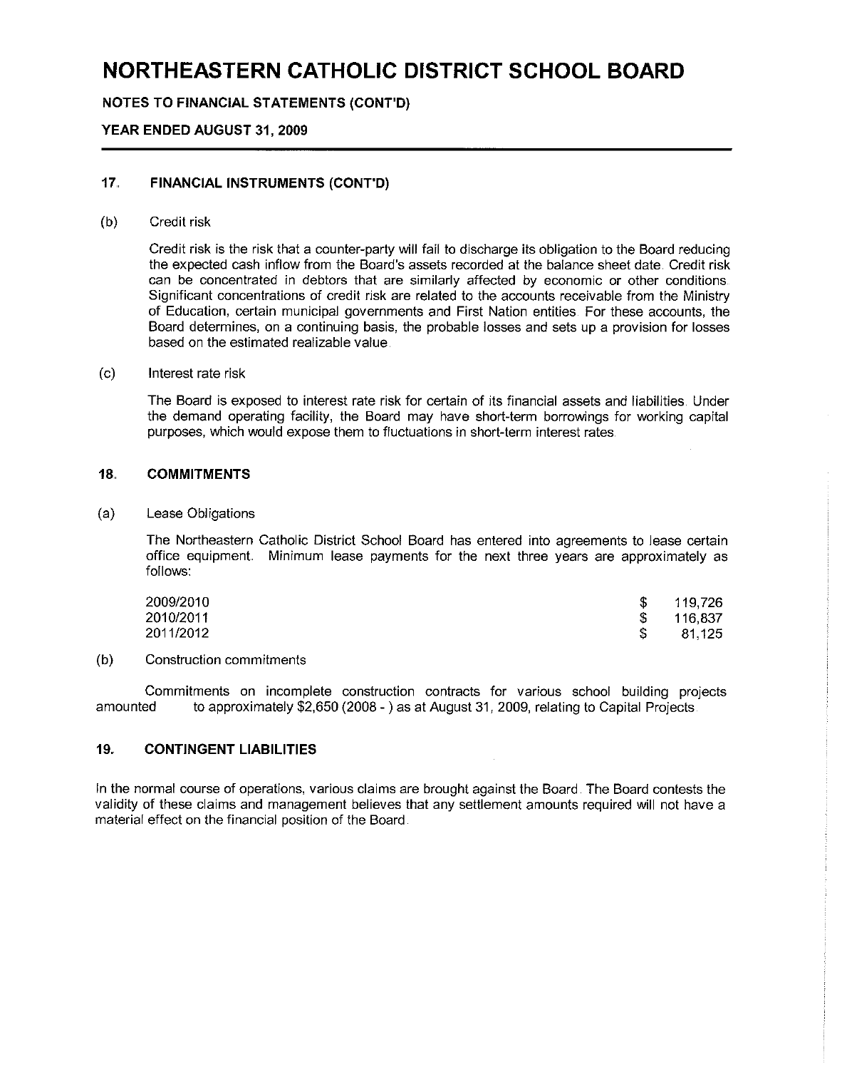# NORTHEASTERN CATHOLIC DISTRICT SCHOOL BOARD

**NOTES TO FINANCIAL STATEMENTS (CONT'D)**

**YEAR ENDED AUGUST 31, 2009**

## 17. FINANCIAL INSTRUMENTS (CONT'D)

(b) Credit risk

Credit risk is the risk that a counter-party will fail to discharge its obligation to the Board reducing the expected cash inflow from the Board's assets recorded at the balance sheet date. Credit risk can be concentrated in debtors that are similarly affected by economic or other conditions. Significant concentrations of credit risk are related to the accounts receivable from the Ministry of Education, certain municipal governments and First Nation entities. For these accounts, the Board determines, on a continuing basis, the probable losses and sets up a provision for losses based on the estimated realizable value.

(c) Interest rate risk

The Board is exposed to interest rate risk for certain of its financial assets and liabilities. Under the demand operating facility, the Board may have short-term borrowings for working capital purposes, which would expose them to fluctuations in short-term interest rates.

## 18. COMMITMENTS

(a) Lease Obligations

The Northeastern Catholic District School Board has entered into agreements to lease certain office equipment. Minimum lease payments for the next three years are approximately as follows:

| | |
|---|---|
| 2009/2010 | $ 119,726 |
| 2010/2011 | $ 116,837 |
| 2011/2012 | $ 81,125 |

(b) Construction commitments

Commitments on incomplete construction contracts for various school building projects amounted to approximately $2,650 (2008 - ) as at August 31, 2009, relating to Capital Projects.

## 19. CONTINGENT LIABILITIES

In the normal course of operations, various claims are brought against the Board. The Board contests the validity of these claims and management believes that any settlement amounts required will not have a material effect on the financial position of the Board.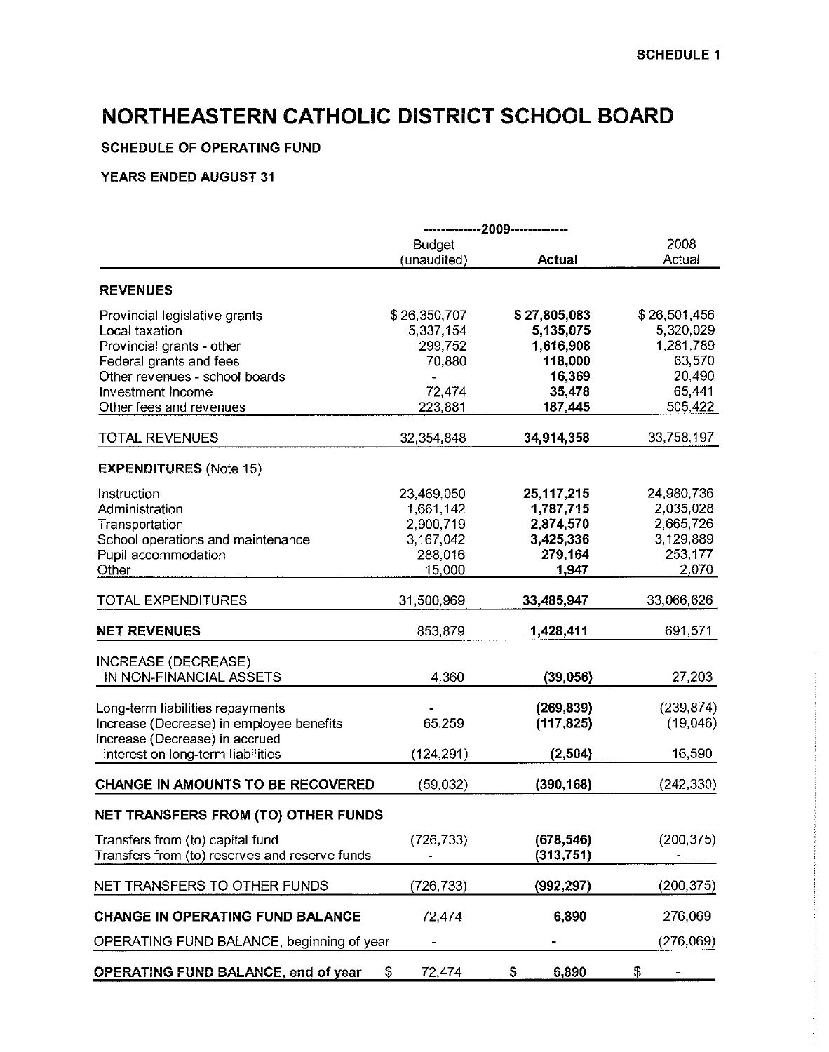SCHEDULE 1

# NORTHEASTERN CATHOLIC DISTRICT SCHOOL BOARD

**SCHEDULE OF OPERATING FUND**

**YEARS ENDED AUGUST 31**

| | 2009 Budget (unaudited) | 2009 **Actual** | 2008 Actual |
|---|---|---|---|
| **REVENUES** | | | |
| Provincial legislative grants | $ 26,350,707 | **$ 27,805,083** | $ 26,501,456 |
| Local taxation | 5,337,154 | **5,135,075** | 5,320,029 |
| Provincial grants - other | 299,752 | **1,616,908** | 1,281,789 |
| Federal grants and fees | 70,880 | **118,000** | 63,570 |
| Other revenues - school boards | - | **16,369** | 20,490 |
| Investment Income | 72,474 | **35,478** | 65,441 |
| Other fees and revenues | 223,881 | **187,445** | 505,422 |
| TOTAL REVENUES | 32,354,848 | **34,914,358** | 33,758,197 |
| **EXPENDITURES** (Note 15) | | | |
| Instruction | 23,469,050 | **25,117,215** | 24,980,736 |
| Administration | 1,661,142 | **1,787,715** | 2,035,028 |
| Transportation | 2,900,719 | **2,874,570** | 2,665,726 |
| School operations and maintenance | 3,167,042 | **3,425,336** | 3,129,889 |
| Pupil accommodation | 288,016 | **279,164** | 253,177 |
| Other | 15,000 | **1,947** | 2,070 |
| TOTAL EXPENDITURES | 31,500,969 | **33,485,947** | 33,066,626 |
| **NET REVENUES** | 853,879 | **1,428,411** | 691,571 |
| INCREASE (DECREASE) IN NON-FINANCIAL ASSETS | 4,360 | **(39,056)** | 27,203 |
| Long-term liabilities repayments | - | **(269,839)** | (239,874) |
| Increase (Decrease) in employee benefits | 65,259 | **(117,825)** | (19,046) |
| Increase (Decrease) in accrued interest on long-term liabilities | (124,291) | **(2,504)** | 16,590 |
| **CHANGE IN AMOUNTS TO BE RECOVERED** | (59,032) | **(390,168)** | (242,330) |
| **NET TRANSFERS FROM (TO) OTHER FUNDS** | | | |
| Transfers from (to) capital fund | (726,733) | **(678,546)** | (200,375) |
| Transfers from (to) reserves and reserve funds | - | **(313,751)** | - |
| NET TRANSFERS TO OTHER FUNDS | (726,733) | **(992,297)** | (200,375) |
| **CHANGE IN OPERATING FUND BALANCE** | 72,474 | **6,890** | 276,069 |
| OPERATING FUND BALANCE, beginning of year | - | **-** | (276,069) |
| **OPERATING FUND BALANCE, end of year** | $ 72,474 | **$ 6,890** | $ - |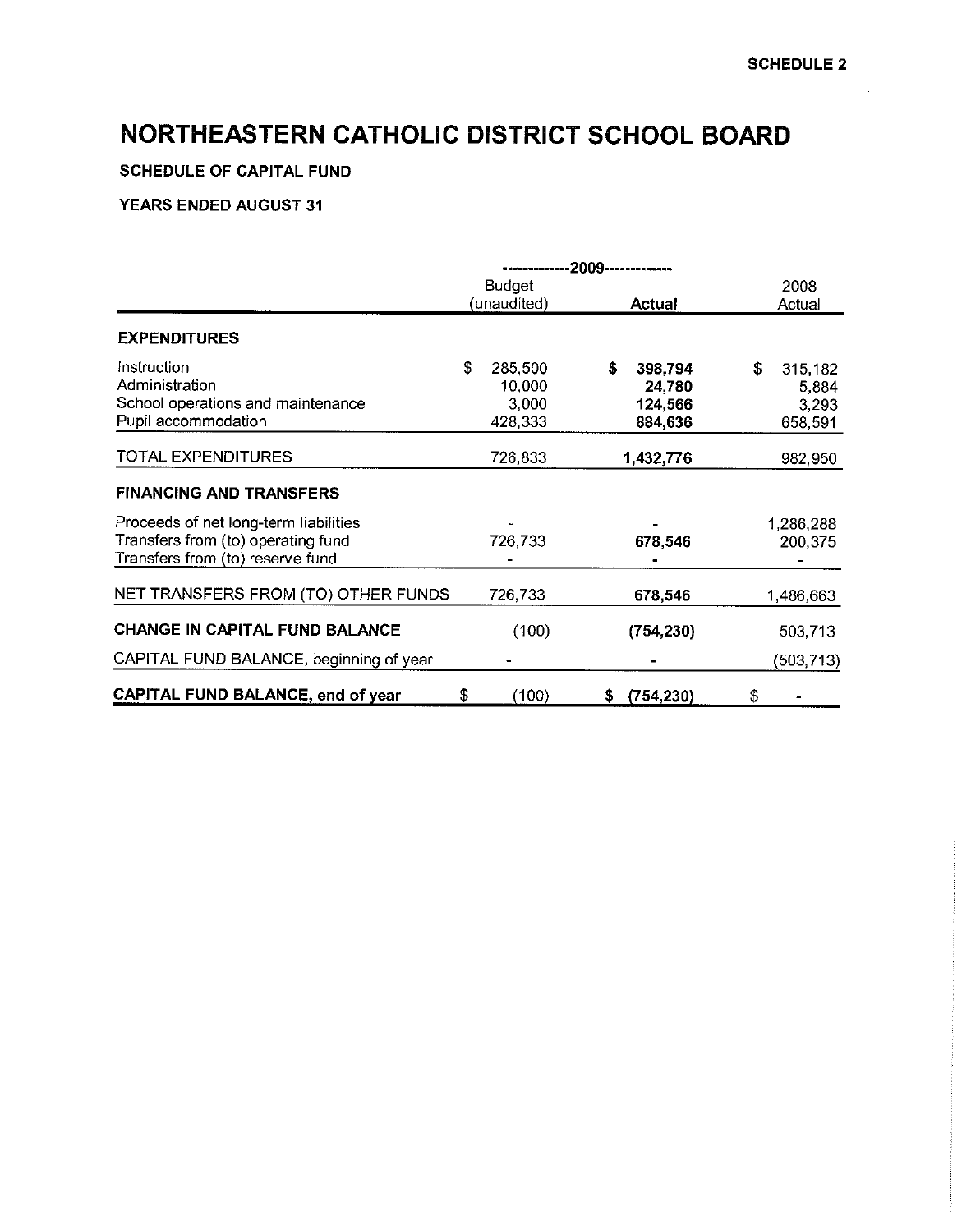SCHEDULE 2

# NORTHEASTERN CATHOLIC DISTRICT SCHOOL BOARD

### SCHEDULE OF CAPITAL FUND

### YEARS ENDED AUGUST 31

| | 2009 | | 2008 |
|---|---|---|---|
| | Budget (unaudited) | **Actual** | Actual |
| **EXPENDITURES** | | | |
| Instruction | $ 285,500 | **$ 398,794** | $ 315,182 |
| Administration | 10,000 | **24,780** | 5,884 |
| School operations and maintenance | 3,000 | **124,566** | 3,293 |
| Pupil accommodation | 428,333 | **884,636** | 658,591 |
| TOTAL EXPENDITURES | 726,833 | **1,432,776** | 982,950 |
| **FINANCING AND TRANSFERS** | | | |
| Proceeds of net long-term liabilities | - | **-** | 1,286,288 |
| Transfers from (to) operating fund | 726,733 | **678,546** | 200,375 |
| Transfers from (to) reserve fund | - | **-** | - |
| NET TRANSFERS FROM (TO) OTHER FUNDS | 726,733 | **678,546** | 1,486,663 |
| **CHANGE IN CAPITAL FUND BALANCE** | (100) | **(754,230)** | 503,713 |
| CAPITAL FUND BALANCE, beginning of year | - | **-** | (503,713) |
| **CAPITAL FUND BALANCE, end of year** | $ (100) | **$ (754,230)** | $ - |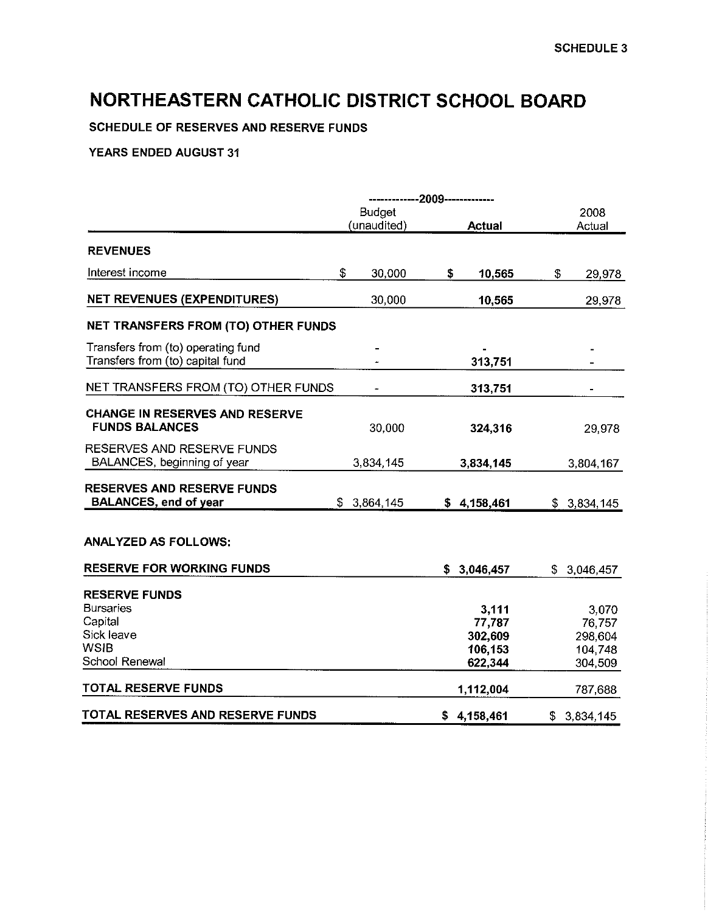SCHEDULE 3

# NORTHEASTERN CATHOLIC DISTRICT SCHOOL BOARD

**SCHEDULE OF RESERVES AND RESERVE FUNDS**

**YEARS ENDED AUGUST 31**

| | 2009 Budget (unaudited) | 2009 Actual | 2008 Actual |
|---|---|---|---|
| **REVENUES** | | | |
| Interest income | $ 30,000 | **$ 10,565** | $ 29,978 |
| **NET REVENUES (EXPENDITURES)** | 30,000 | **10,565** | 29,978 |
| **NET TRANSFERS FROM (TO) OTHER FUNDS** | | | |
| Transfers from (to) operating fund | - | - | - |
| Transfers from (to) capital fund | - | **313,751** | - |
| NET TRANSFERS FROM (TO) OTHER FUNDS | - | **313,751** | - |
| **CHANGE IN RESERVES AND RESERVE FUNDS BALANCES** | 30,000 | **324,316** | 29,978 |
| RESERVES AND RESERVE FUNDS BALANCES, beginning of year | 3,834,145 | **3,834,145** | 3,804,167 |
| **RESERVES AND RESERVE FUNDS BALANCES, end of year** | $ 3,864,145 | **$ 4,158,461** | $ 3,834,145 |
| | | | |
| **ANALYZED AS FOLLOWS:** | | | |
| **RESERVE FOR WORKING FUNDS** | | **$ 3,046,457** | $ 3,046,457 |
| **RESERVE FUNDS** | | | |
| Bursaries | | **3,111** | 3,070 |
| Capital | | **77,787** | 76,757 |
| Sick leave | | **302,609** | 298,604 |
| WSIB | | **106,153** | 104,748 |
| School Renewal | | **622,344** | 304,509 |
| **TOTAL RESERVE FUNDS** | | **1,112,004** | 787,688 |
| **TOTAL RESERVES AND RESERVE FUNDS** | | **$ 4,158,461** | $ 3,834,145 |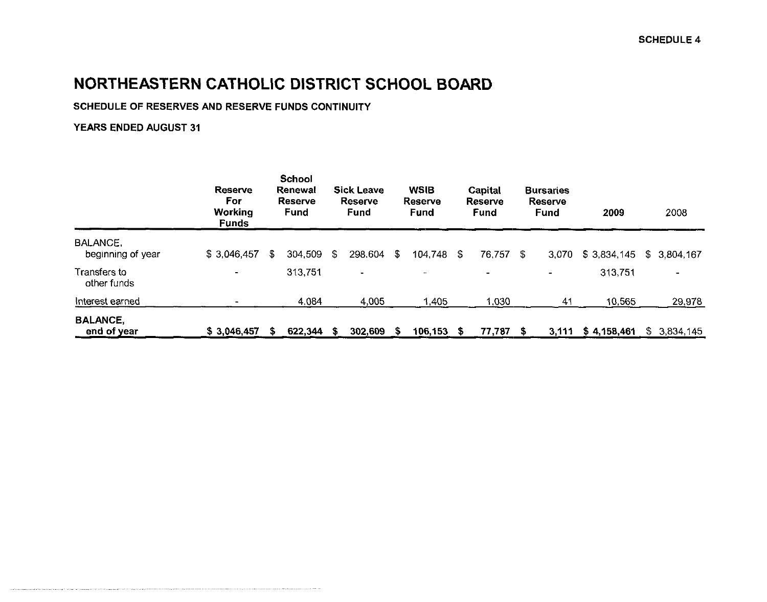SCHEDULE 4

# NORTHEASTERN CATHOLIC DISTRICT SCHOOL BOARD

**SCHEDULE OF RESERVES AND RESERVE FUNDS CONTINUITY**

**YEARS ENDED AUGUST 31**

| | Reserve For Working Funds | School Renewal Reserve Fund | Sick Leave Reserve Fund | WSIB Reserve Fund | Capital Reserve Fund | Bursaries Reserve Fund | 2009 | 2008 |
|---|---|---|---|---|---|---|---|---|
| BALANCE, beginning of year | $ 3,046,457 | $ 304,509 | $ 298,604 | $ 104,748 | $ 76,757 | $ 3,070 | $ 3,834,145 | $ 3,804,167 |
| Transfers to other funds | - | 313,751 | - | - | - | - | 313,751 | - |
| Interest earned | - | 4,084 | 4,005 | 1,405 | 1,030 | 41 | 10,565 | 29,978 |
| **BALANCE, end of year** | **$ 3,046,457** | **$ 622,344** | **$ 302,609** | **$ 106,153** | **$ 77,787** | **$ 3,111** | **$ 4,158,461** | $ 3,834,145 |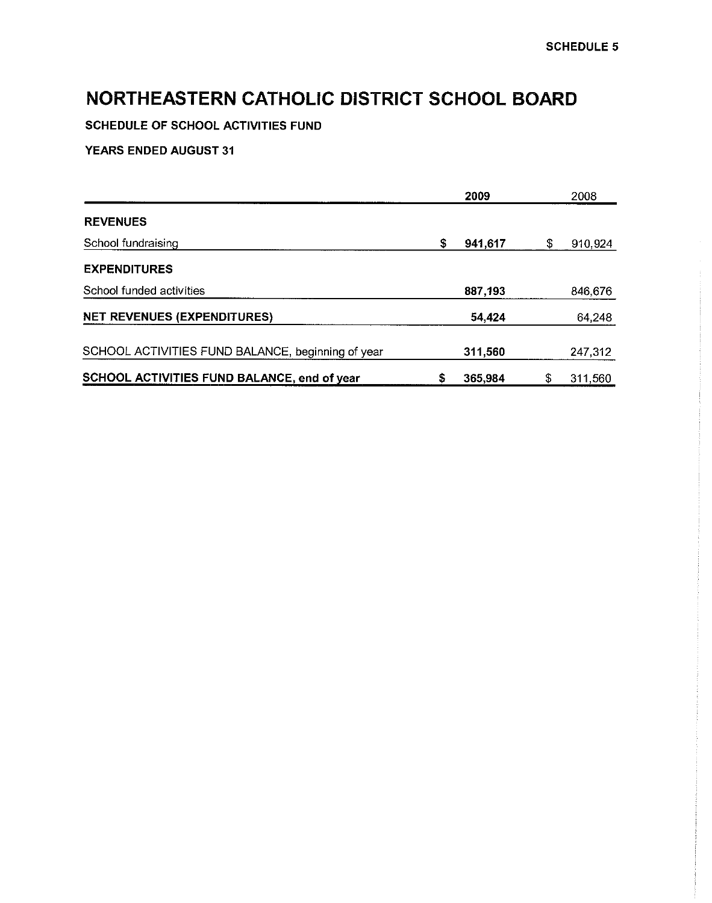SCHEDULE 5

# NORTHEASTERN CATHOLIC DISTRICT SCHOOL BOARD

**SCHEDULE OF SCHOOL ACTIVITIES FUND**

**YEARS ENDED AUGUST 31**

| | 2009 | 2008 |
|---|---|---|
| **REVENUES** | | |
| School fundraising | **$ 941,617** | $ 910,924 |
| **EXPENDITURES** | | |
| School funded activities | **887,193** | 846,676 |
| **NET REVENUES (EXPENDITURES)** | **54,424** | 64,248 |
| SCHOOL ACTIVITIES FUND BALANCE, beginning of year | **311,560** | 247,312 |
| **SCHOOL ACTIVITIES FUND BALANCE, end of year** | **$ 365,984** | $ 311,560 |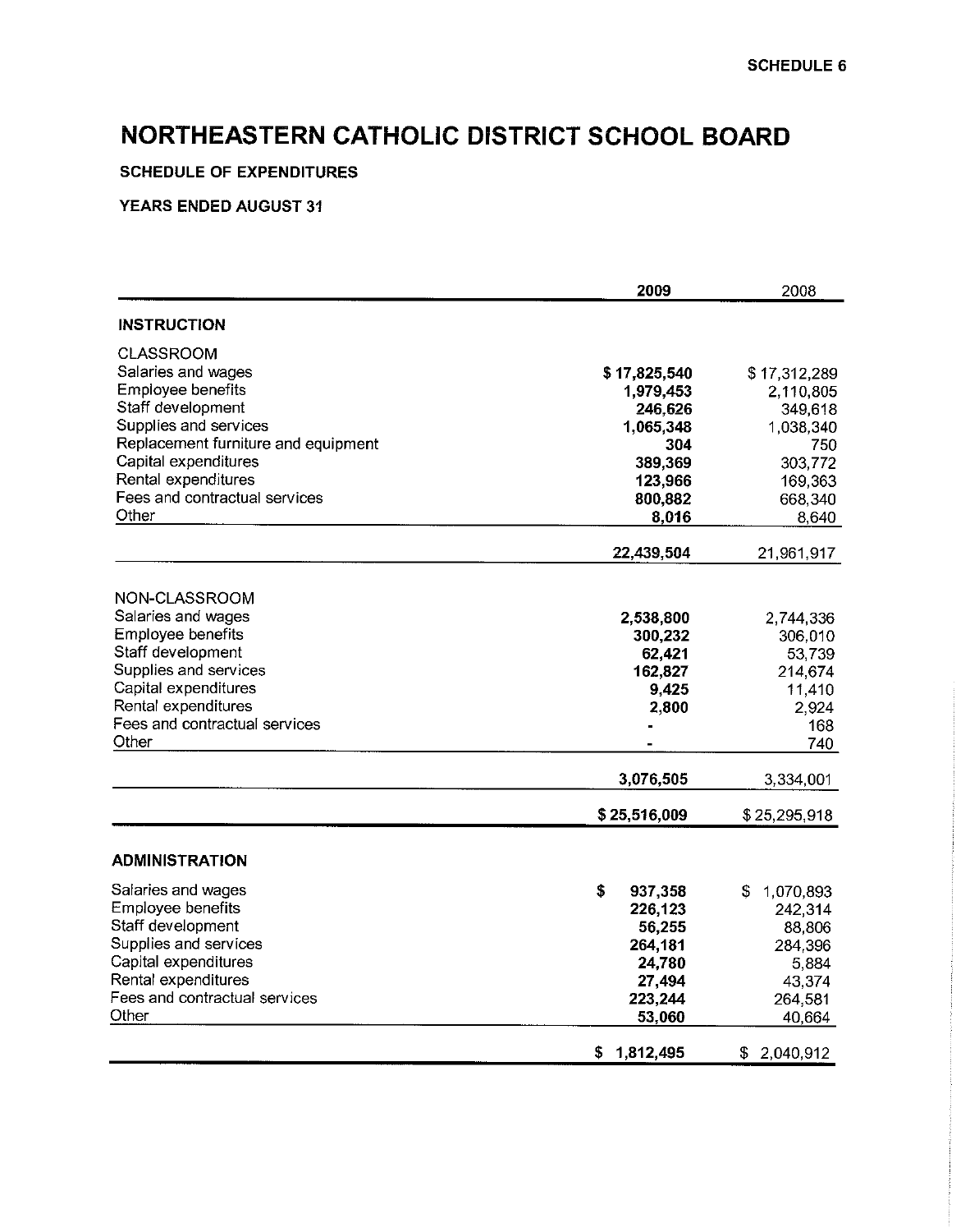SCHEDULE 6

# NORTHEASTERN CATHOLIC DISTRICT SCHOOL BOARD

**SCHEDULE OF EXPENDITURES**

**YEARS ENDED AUGUST 31**

| | 2009 | 2008 |
|---|---|---|
| **INSTRUCTION** | | |
| CLASSROOM | | |
| Salaries and wages | **$ 17,825,540** | $ 17,312,289 |
| Employee benefits | **1,979,453** | 2,110,805 |
| Staff development | **246,626** | 349,618 |
| Supplies and services | **1,065,348** | 1,038,340 |
| Replacement furniture and equipment | **304** | 750 |
| Capital expenditures | **389,369** | 303,772 |
| Rental expenditures | **123,966** | 169,363 |
| Fees and contractual services | **800,882** | 668,340 |
| Other | **8,016** | 8,640 |
| | **22,439,504** | 21,961,917 |
| NON-CLASSROOM | | |
| Salaries and wages | **2,538,800** | 2,744,336 |
| Employee benefits | **300,232** | 306,010 |
| Staff development | **62,421** | 53,739 |
| Supplies and services | **162,827** | 214,674 |
| Capital expenditures | **9,425** | 11,410 |
| Rental expenditures | **2,800** | 2,924 |
| Fees and contractual services | **-** | 168 |
| Other | **-** | 740 |
| | **3,076,505** | 3,334,001 |
| | **$ 25,516,009** | $ 25,295,918 |
| **ADMINISTRATION** | | |
| Salaries and wages | **$ 937,358** | $ 1,070,893 |
| Employee benefits | **226,123** | 242,314 |
| Staff development | **56,255** | 88,806 |
| Supplies and services | **264,181** | 284,396 |
| Capital expenditures | **24,780** | 5,884 |
| Rental expenditures | **27,494** | 43,374 |
| Fees and contractual services | **223,244** | 264,581 |
| Other | **53,060** | 40,664 |
| | **$ 1,812,495** | $ 2,040,912 |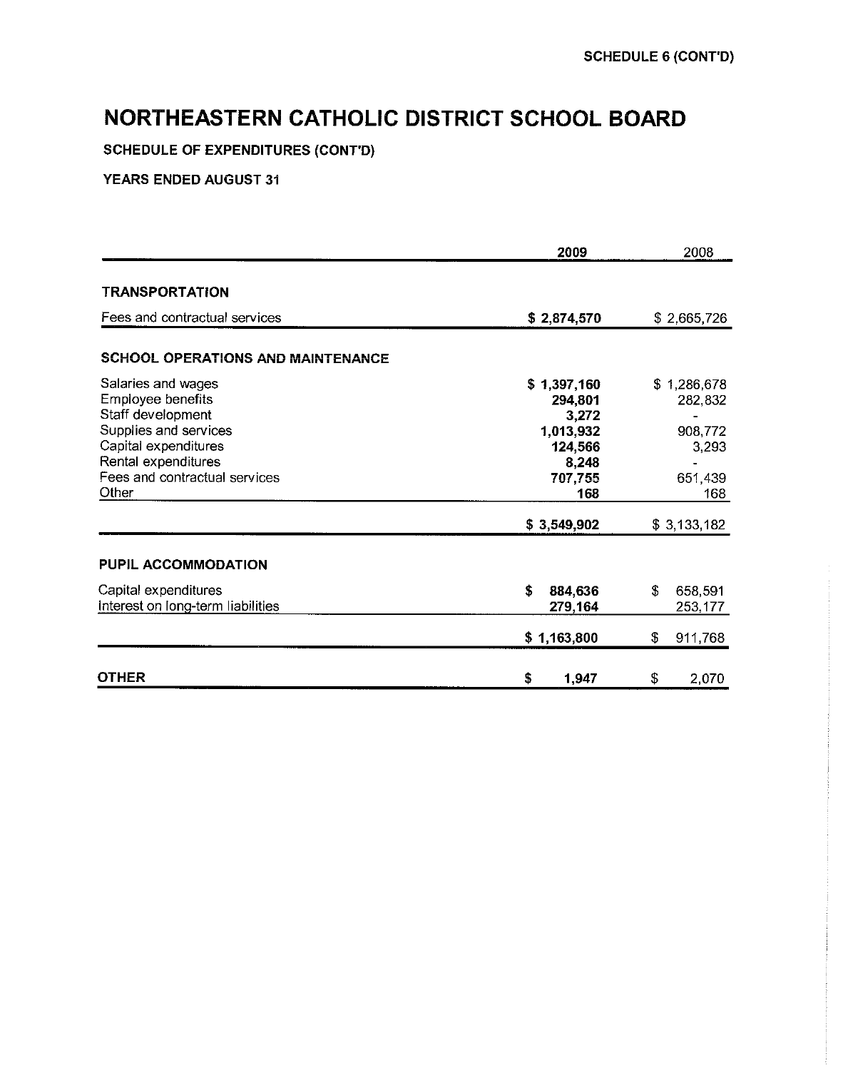SCHEDULE 6 (CONT'D)

# NORTHEASTERN CATHOLIC DISTRICT SCHOOL BOARD

**SCHEDULE OF EXPENDITURES (CONT'D)**

**YEARS ENDED AUGUST 31**

| | 2009 | 2008 |
|---|---|---|
| **TRANSPORTATION** | | |
| Fees and contractual services | **$ 2,874,570** | $ 2,665,726 |
| **SCHOOL OPERATIONS AND MAINTENANCE** | | |
| Salaries and wages | **$ 1,397,160** | $ 1,286,678 |
| Employee benefits | **294,801** | 282,832 |
| Staff development | **3,272** | - |
| Supplies and services | **1,013,932** | 908,772 |
| Capital expenditures | **124,566** | 3,293 |
| Rental expenditures | **8,248** | - |
| Fees and contractual services | **707,755** | 651,439 |
| Other | **168** | 168 |
| | **$ 3,549,902** | $ 3,133,182 |
| **PUPIL ACCOMMODATION** | | |
| Capital expenditures | **$ 884,636** | $ 658,591 |
| Interest on long-term liabilities | **279,164** | 253,177 |
| | **$ 1,163,800** | $ 911,768 |
| **OTHER** | **$ 1,947** | $ 2,070 |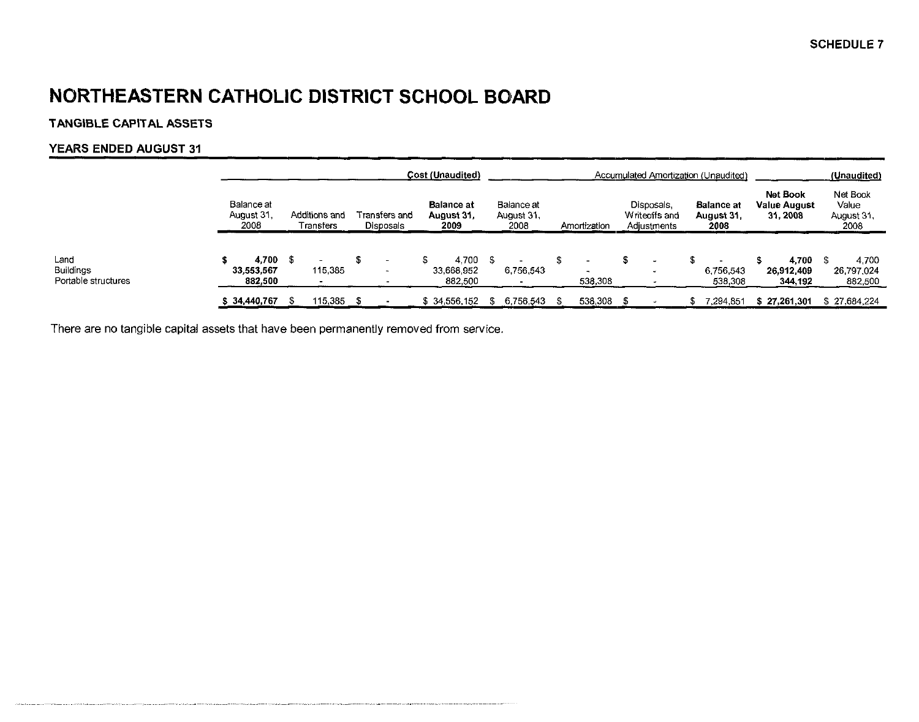SCHEDULE 7

# NORTHEASTERN CATHOLIC DISTRICT SCHOOL BOARD

### TANGIBLE CAPITAL ASSETS

### YEARS ENDED AUGUST 31

| | Cost (Unaudited) | | | | Accumulated Amortization (Unaudited) | | | | | (Unaudited) |
|---|---|---|---|---|---|---|---|---|---|---|
| | Balance at August 31, 2008 | Additions and Transfers | Transfers and Disposals | **Balance at August 31, 2009** | Balance at August 31, 2008 | Amortization | Disposals, Writeoffs and Adjustments | **Balance at August 31, 2008** | **Net Book Value August 31, 2008** | Net Book Value August 31, 2008 |
| Land | **$ 4,700** | $ - | $ - | $ 4,700 | $ - | $ - | $ - | $ - | **$ 4,700** | $ 4,700 |
| Buildings | **33,553,567** | 115,385 | - | 33,668,952 | 6,756,543 | - | - | 6,756,543 | **26,912,409** | 26,797,024 |
| Portable structures | **882,500** | - | - | 882,500 | - | 538,308 | - | 538,308 | **344,192** | 882,500 |
| | **$ 34,440,767** | $ 115,385 | $ - | $ 34,556,152 | $ 6,756,543 | $ 538,308 | $ - | $ 7,294,851 | **$ 27,261,301** | $ 27,684,224 |

There are no tangible capital assets that have been permanently removed from service.